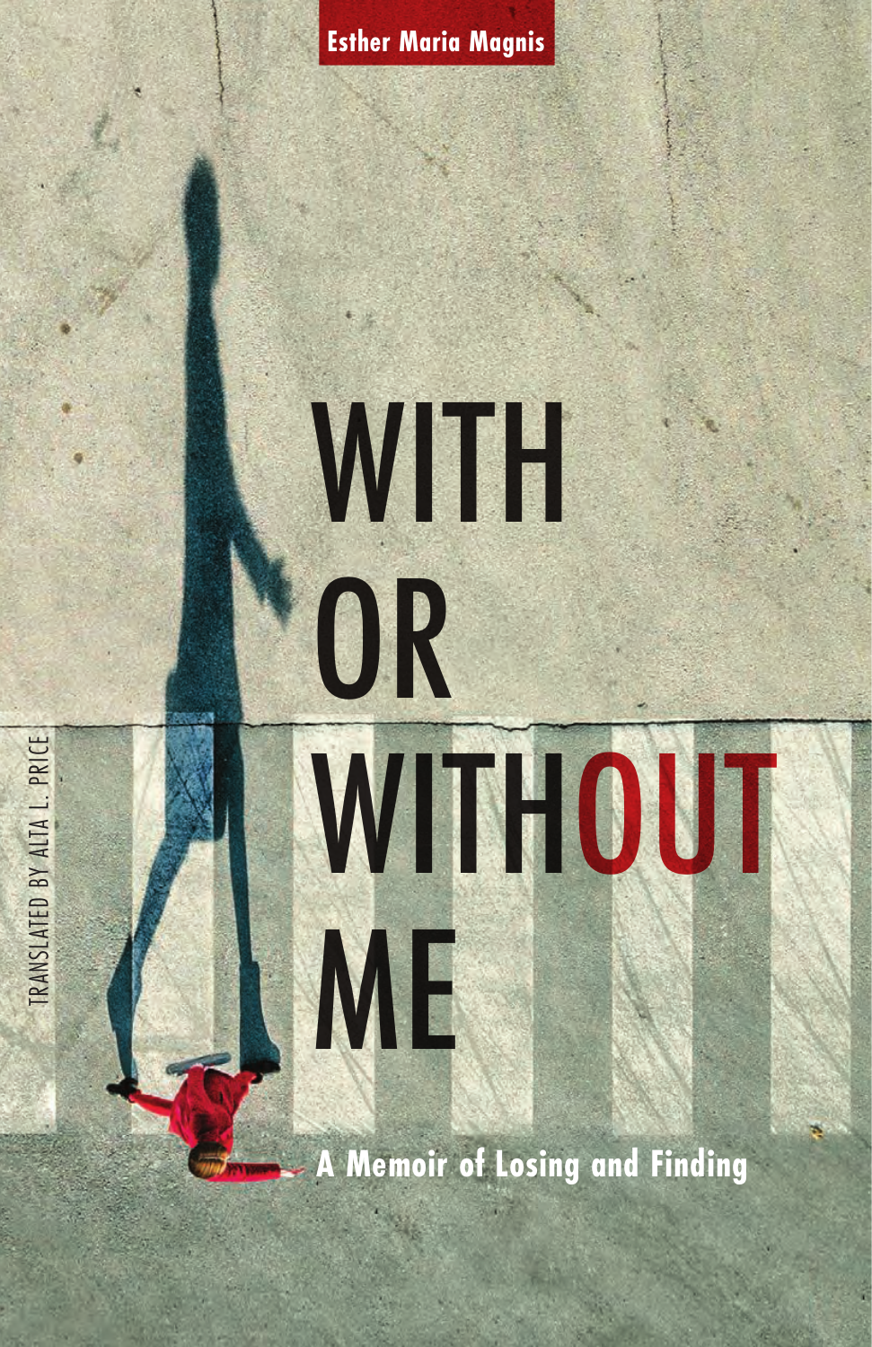Esther Maria Magnis

# WITH OR WITHOUT ME

## A Memoir of Losing and Finding

TRANSLATED BY ALTA L. PRICE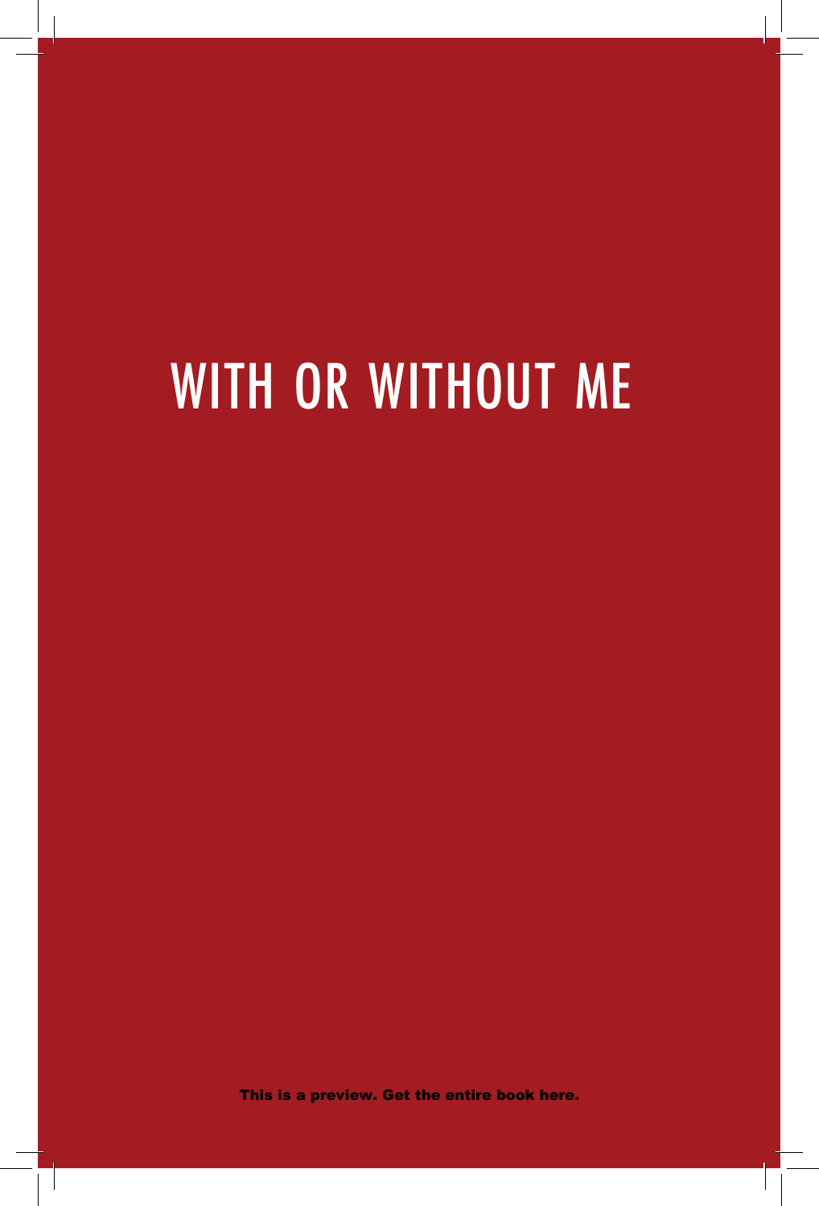# WITH OR WITHOUT ME

This is a preview. Get the entire book here.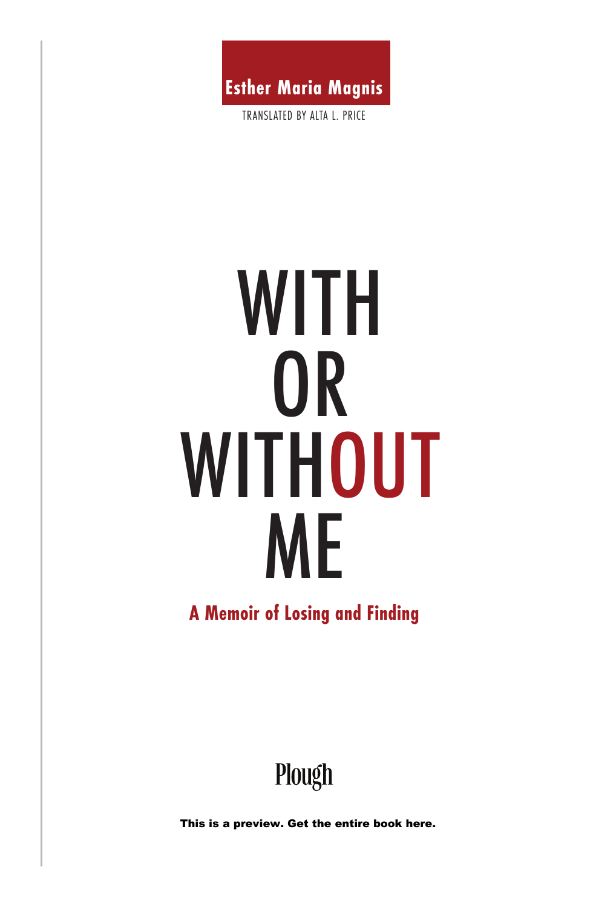**Esther Maria Magnis**

TRANSLATED BY ALTA L. PRICE

# WITH OR WITHOUT ME

**A Memoir of Losing and Finding**

Plough

**This is a preview. Get the entire book here.**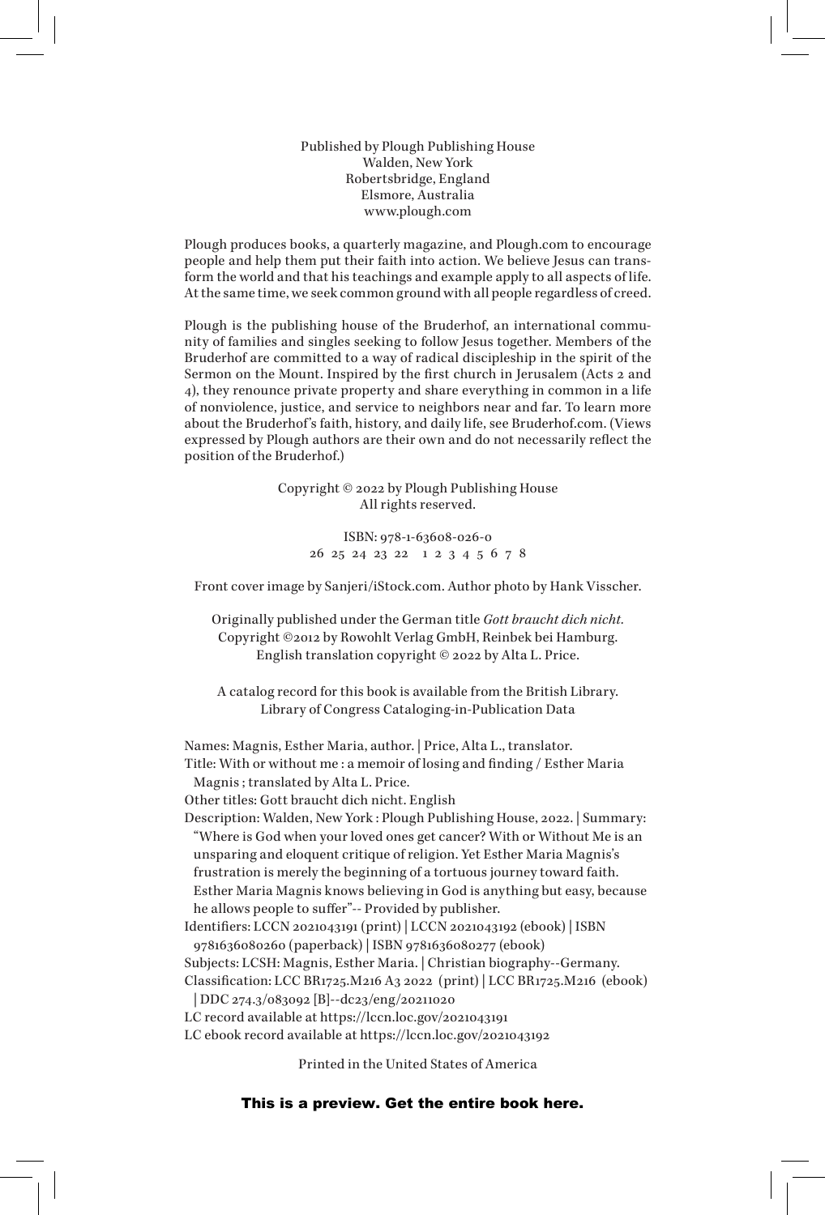Published by Plough Publishing House  
Walden, New York  
Robertsbridge, England  
Elsmore, Australia  
www.plough.com

Plough produces books, a quarterly magazine, and Plough.com to encourage people and help them put their faith into action. We believe Jesus can transform the world and that his teachings and example apply to all aspects of life. At the same time, we seek common ground with all people regardless of creed.

Plough is the publishing house of the Bruderhof, an international community of families and singles seeking to follow Jesus together. Members of the Bruderhof are committed to a way of radical discipleship in the spirit of the Sermon on the Mount. Inspired by the first church in Jerusalem (Acts 2 and 4), they renounce private property and share everything in common in a life of nonviolence, justice, and service to neighbors near and far. To learn more about the Bruderhof's faith, history, and daily life, see Bruderhof.com. (Views expressed by Plough authors are their own and do not necessarily reflect the position of the Bruderhof.)

Copyright © 2022 by Plough Publishing House  
All rights reserved.

ISBN: 978-1-63608-026-0  
26 25 24 23 22 1 2 3 4 5 6 7 8

Front cover image by Sanjeri/iStock.com. Author photo by Hank Visscher.

Originally published under the German title *Gott braucht dich nicht.*  
Copyright ©2012 by Rowohlt Verlag GmbH, Reinbek bei Hamburg.  
English translation copyright © 2022 by Alta L. Price.

A catalog record for this book is available from the British Library.  
Library of Congress Cataloging-in-Publication Data

Names: Magnis, Esther Maria, author. | Price, Alta L., translator.  
Title: With or without me : a memoir of losing and finding / Esther Maria Magnis ; translated by Alta L. Price.  
Other titles: Gott braucht dich nicht. English  
Description: Walden, New York : Plough Publishing House, 2022. | Summary: "Where is God when your loved ones get cancer? With or Without Me is an unsparing and eloquent critique of religion. Yet Esther Maria Magnis's frustration is merely the beginning of a tortuous journey toward faith. Esther Maria Magnis knows believing in God is anything but easy, because he allows people to suffer"-- Provided by publisher.  
Identifiers: LCCN 2021043191 (print) | LCCN 2021043192 (ebook) | ISBN 9781636080260 (paperback) | ISBN 9781636080277 (ebook)  
Subjects: LCSH: Magnis, Esther Maria. | Christian biography--Germany.  
Classification: LCC BR1725.M216 A3 2022 (print) | LCC BR1725.M216 (ebook) | DDC 274.3/083092 [B]--dc23/eng/20211020  
LC record available at https://lccn.loc.gov/2021043191  
LC ebook record available at https://lccn.loc.gov/2021043192

Printed in the United States of America

**This is a preview. Get the entire book here.**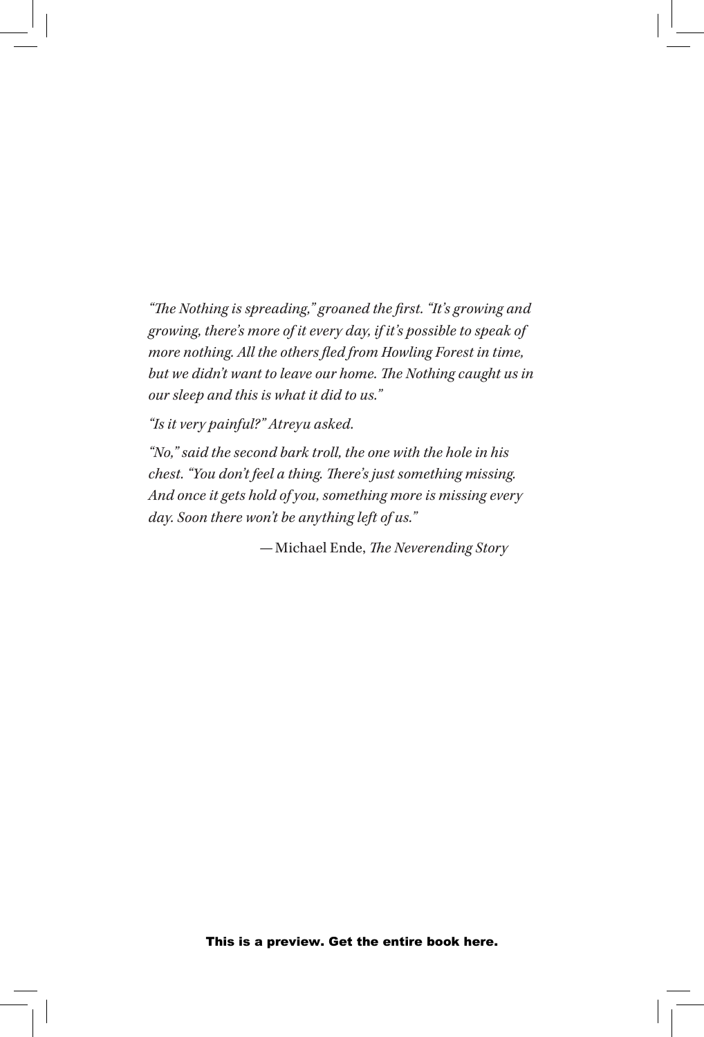*"The Nothing is spreading," groaned the first. "It's growing and growing, there's more of it every day, if it's possible to speak of more nothing. All the others fled from Howling Forest in time, but we didn't want to leave our home. The Nothing caught us in our sleep and this is what it did to us."*

*"Is it very painful?" Atreyu asked.*

*"No," said the second bark troll, the one with the hole in his chest. "You don't feel a thing. There's just something missing. And once it gets hold of you, something more is missing every day. Soon there won't be anything left of us."*

—Michael Ende, *The Neverending Story*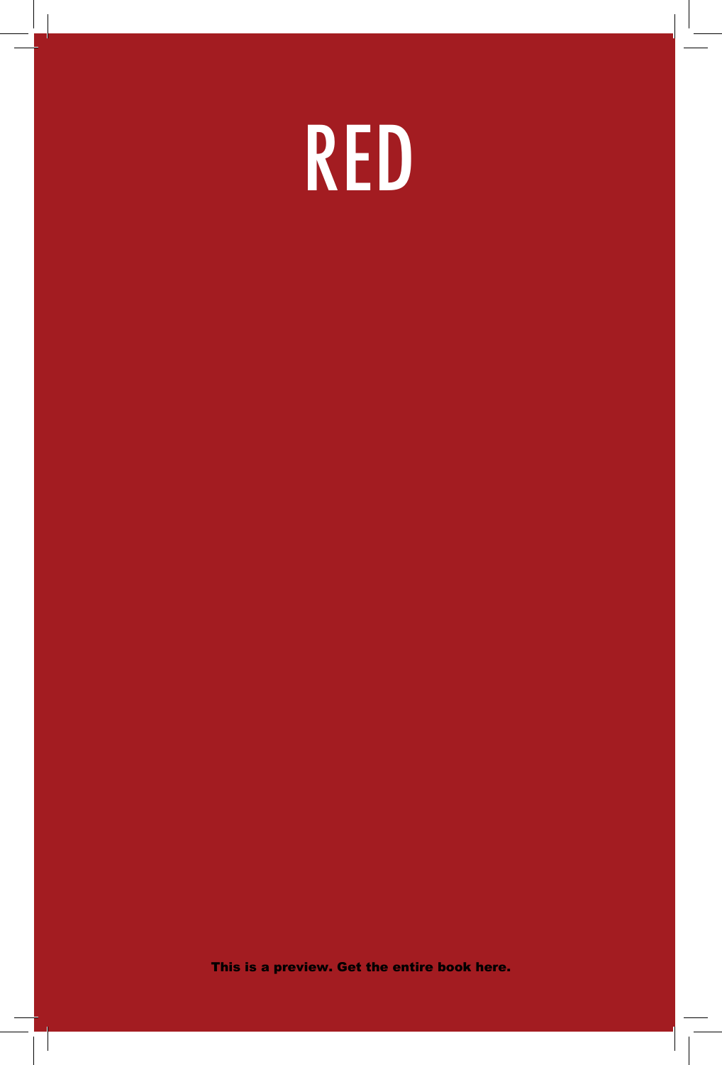# RED

This is a preview. Get the entire book here.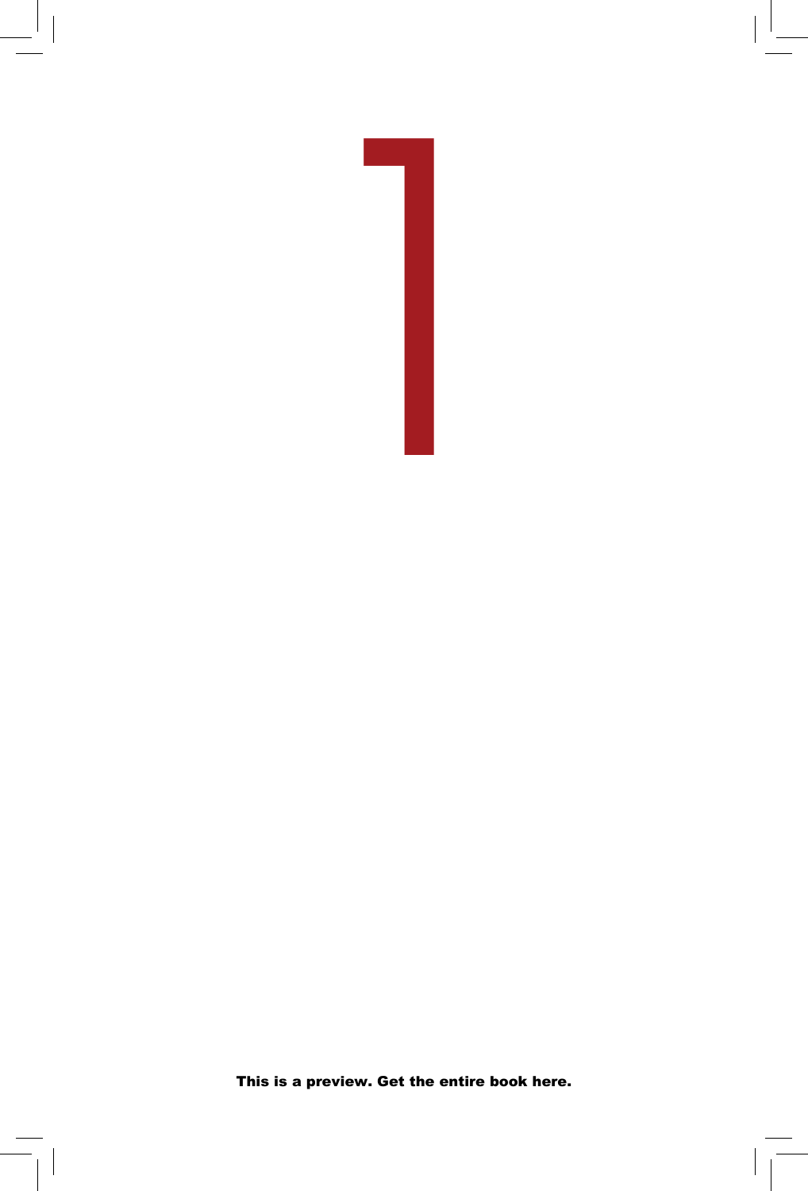# 1

This is a preview. Get the entire book here.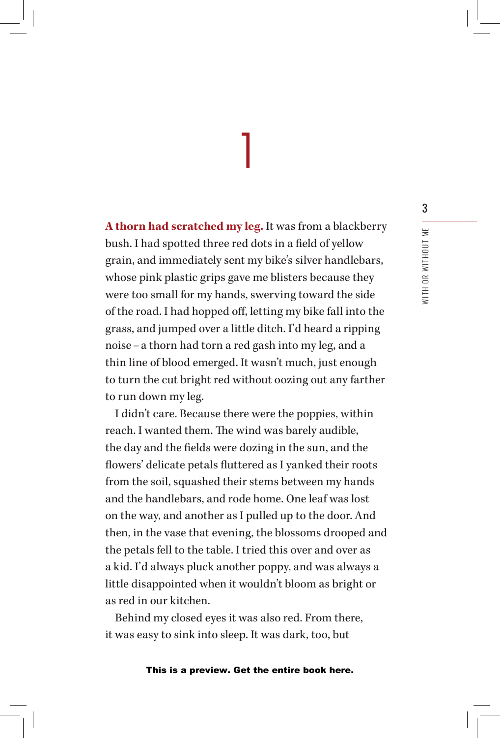# 1

**A thorn had scratched my leg.** It was from a blackberry bush. I had spotted three red dots in a field of yellow grain, and immediately sent my bike's silver handlebars, whose pink plastic grips gave me blisters because they were too small for my hands, swerving toward the side of the road. I had hopped off, letting my bike fall into the grass, and jumped over a little ditch. I'd heard a ripping noise – a thorn had torn a red gash into my leg, and a thin line of blood emerged. It wasn't much, just enough to turn the cut bright red without oozing out any farther to run down my leg.

I didn't care. Because there were the poppies, within reach. I wanted them. The wind was barely audible, the day and the fields were dozing in the sun, and the flowers' delicate petals fluttered as I yanked their roots from the soil, squashed their stems between my hands and the handlebars, and rode home. One leaf was lost on the way, and another as I pulled up to the door. And then, in the vase that evening, the blossoms drooped and the petals fell to the table. I tried this over and over as a kid. I'd always pluck another poppy, and was always a little disappointed when it wouldn't bloom as bright or as red in our kitchen.

Behind my closed eyes it was also red. From there, it was easy to sink into sleep. It was dark, too, but

This is a preview. Get the entire book here.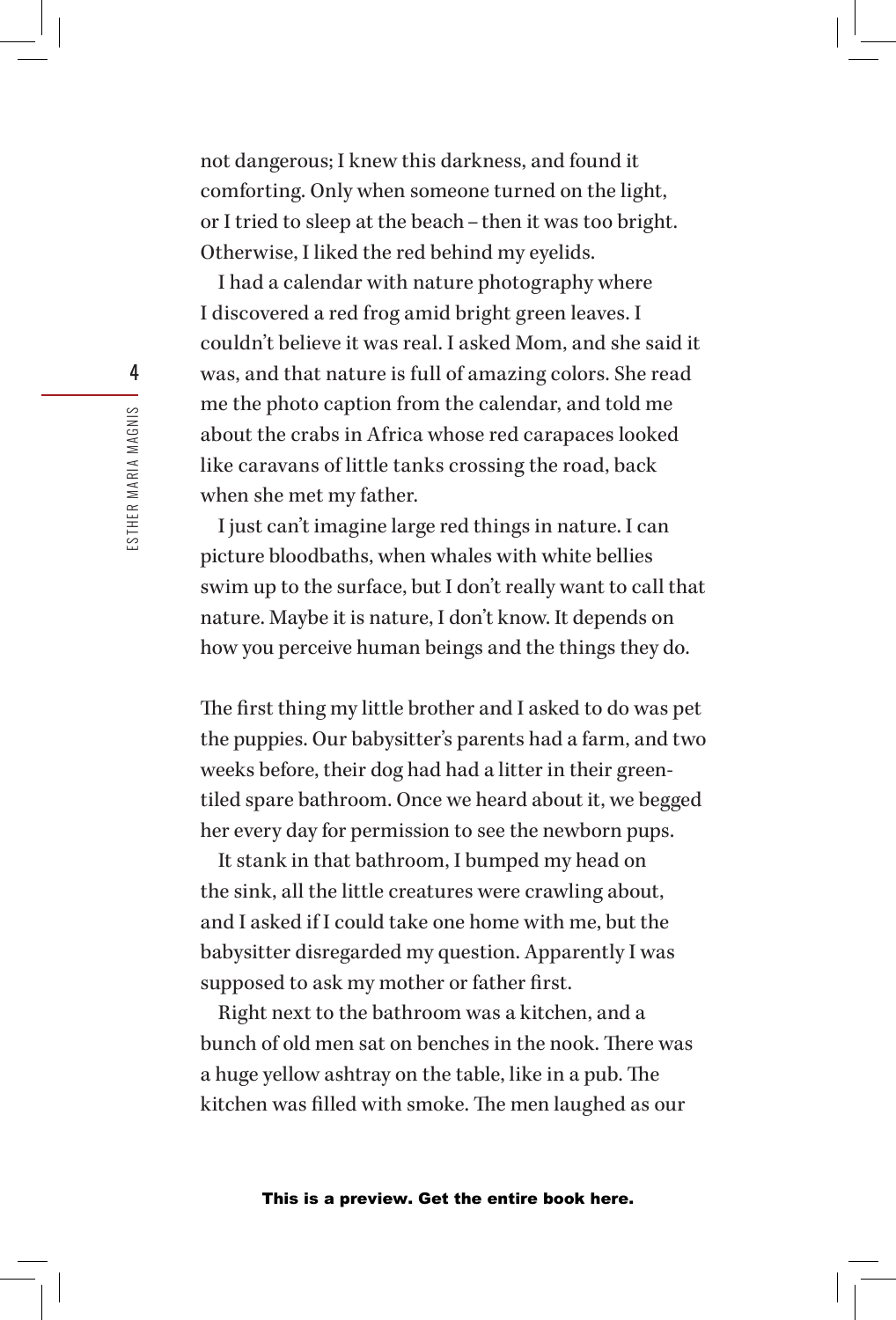not dangerous; I knew this darkness, and found it comforting. Only when someone turned on the light, or I tried to sleep at the beach – then it was too bright. Otherwise, I liked the red behind my eyelids.

I had a calendar with nature photography where I discovered a red frog amid bright green leaves. I couldn't believe it was real. I asked Mom, and she said it was, and that nature is full of amazing colors. She read me the photo caption from the calendar, and told me about the crabs in Africa whose red carapaces looked like caravans of little tanks crossing the road, back when she met my father.

I just can't imagine large red things in nature. I can picture bloodbaths, when whales with white bellies swim up to the surface, but I don't really want to call that nature. Maybe it is nature, I don't know. It depends on how you perceive human beings and the things they do.

The first thing my little brother and I asked to do was pet the puppies. Our babysitter's parents had a farm, and two weeks before, their dog had had a litter in their green-tiled spare bathroom. Once we heard about it, we begged her every day for permission to see the newborn pups.

It stank in that bathroom, I bumped my head on the sink, all the little creatures were crawling about, and I asked if I could take one home with me, but the babysitter disregarded my question. Apparently I was supposed to ask my mother or father first.

Right next to the bathroom was a kitchen, and a bunch of old men sat on benches in the nook. There was a huge yellow ashtray on the table, like in a pub. The kitchen was filled with smoke. The men laughed as our

**This is a preview. Get the entire book here.**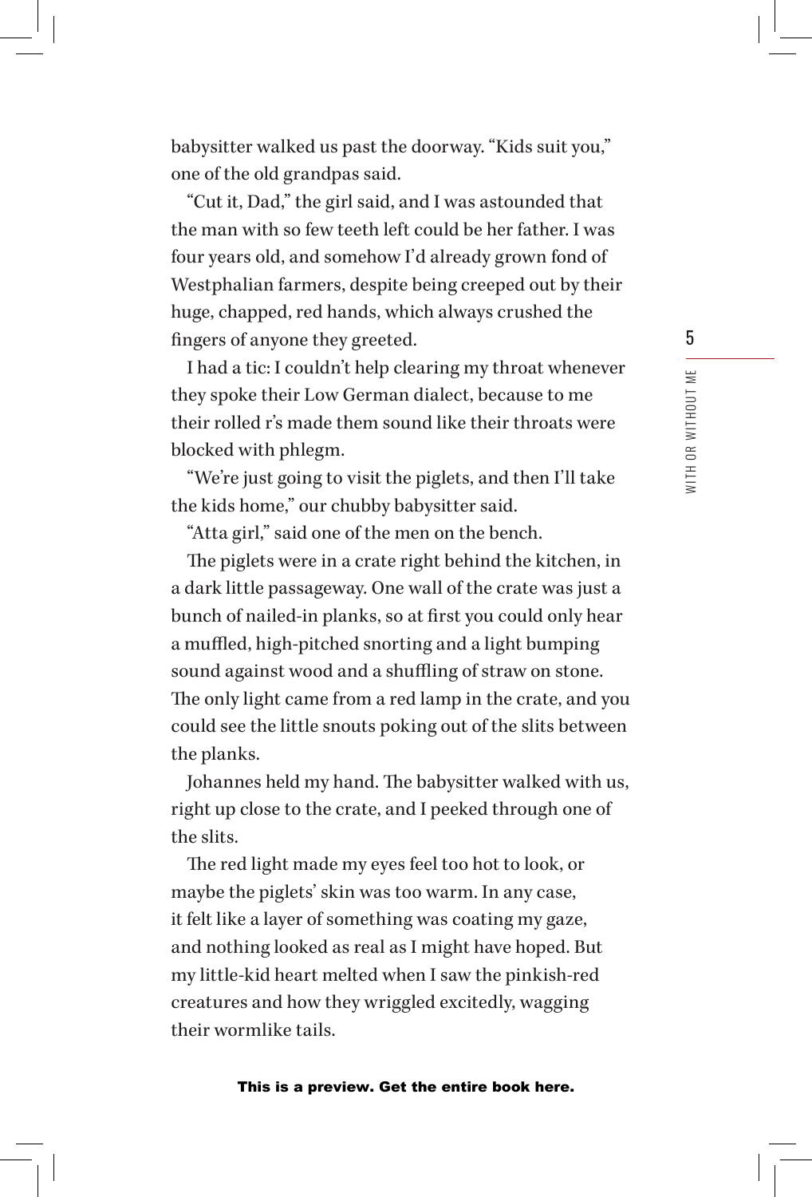babysitter walked us past the doorway. "Kids suit you," one of the old grandpas said.

"Cut it, Dad," the girl said, and I was astounded that the man with so few teeth left could be her father. I was four years old, and somehow I'd already grown fond of Westphalian farmers, despite being creeped out by their huge, chapped, red hands, which always crushed the fingers of anyone they greeted.

I had a tic: I couldn't help clearing my throat whenever they spoke their Low German dialect, because to me their rolled r's made them sound like their throats were blocked with phlegm.

"We're just going to visit the piglets, and then I'll take the kids home," our chubby babysitter said.

"Atta girl," said one of the men on the bench.

The piglets were in a crate right behind the kitchen, in a dark little passageway. One wall of the crate was just a bunch of nailed-in planks, so at first you could only hear a muffled, high-pitched snorting and a light bumping sound against wood and a shuffling of straw on stone. The only light came from a red lamp in the crate, and you could see the little snouts poking out of the slits between the planks.

Johannes held my hand. The babysitter walked with us, right up close to the crate, and I peeked through one of the slits.

The red light made my eyes feel too hot to look, or maybe the piglets' skin was too warm. In any case, it felt like a layer of something was coating my gaze, and nothing looked as real as I might have hoped. But my little-kid heart melted when I saw the pinkish-red creatures and how they wriggled excitedly, wagging their wormlike tails.

**This is a preview. Get the entire book here.**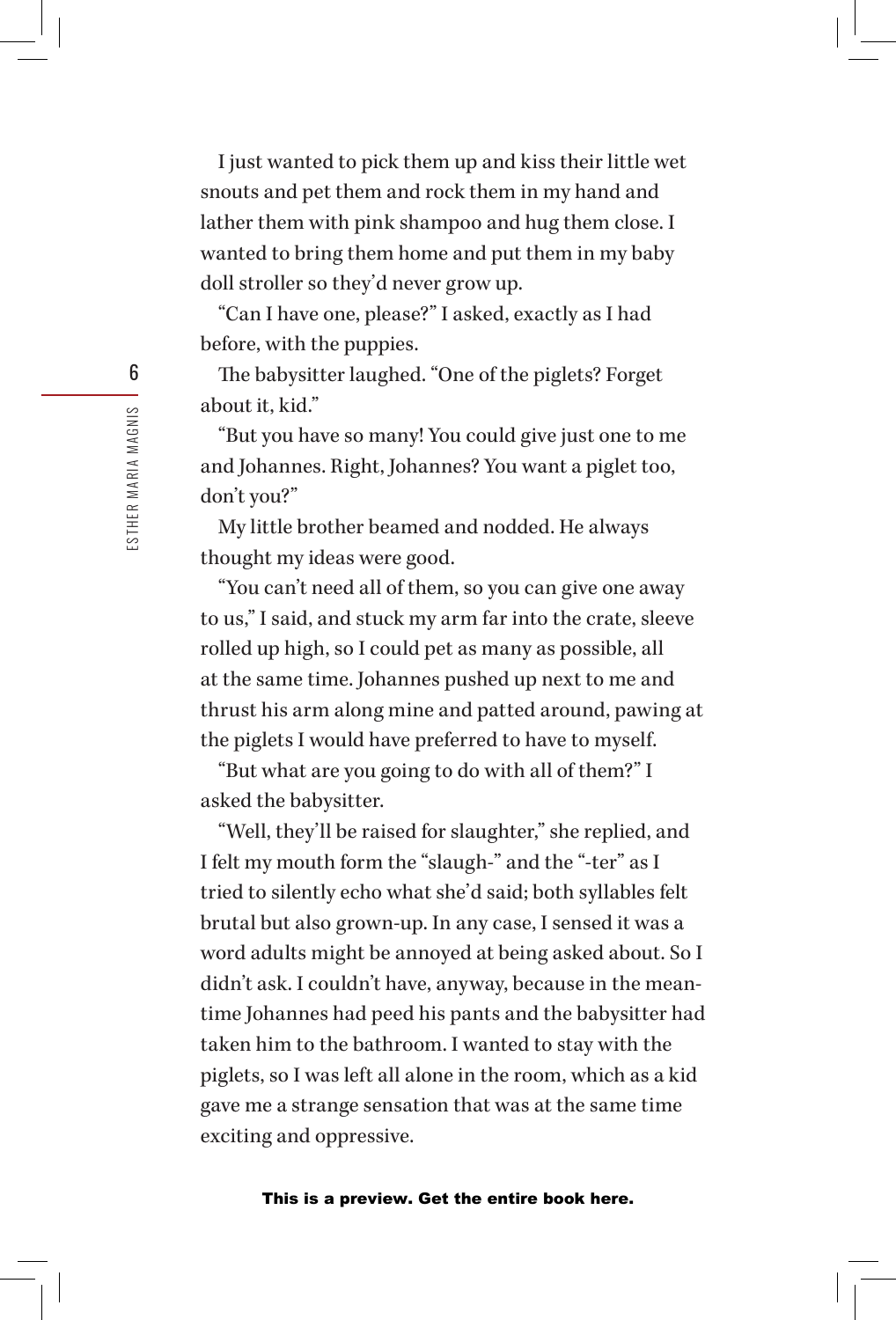I just wanted to pick them up and kiss their little wet snouts and pet them and rock them in my hand and lather them with pink shampoo and hug them close. I wanted to bring them home and put them in my baby doll stroller so they'd never grow up.

"Can I have one, please?" I asked, exactly as I had before, with the puppies.

The babysitter laughed. "One of the piglets? Forget about it, kid."

"But you have so many! You could give just one to me and Johannes. Right, Johannes? You want a piglet too, don't you?"

My little brother beamed and nodded. He always thought my ideas were good.

"You can't need all of them, so you can give one away to us," I said, and stuck my arm far into the crate, sleeve rolled up high, so I could pet as many as possible, all at the same time. Johannes pushed up next to me and thrust his arm along mine and patted around, pawing at the piglets I would have preferred to have to myself.

"But what are you going to do with all of them?" I asked the babysitter.

"Well, they'll be raised for slaughter," she replied, and I felt my mouth form the "slaugh-" and the "-ter" as I tried to silently echo what she'd said; both syllables felt brutal but also grown-up. In any case, I sensed it was a word adults might be annoyed at being asked about. So I didn't ask. I couldn't have, anyway, because in the meantime Johannes had peed his pants and the babysitter had taken him to the bathroom. I wanted to stay with the piglets, so I was left all alone in the room, which as a kid gave me a strange sensation that was at the same time exciting and oppressive.

**This is a preview. Get the entire book here.**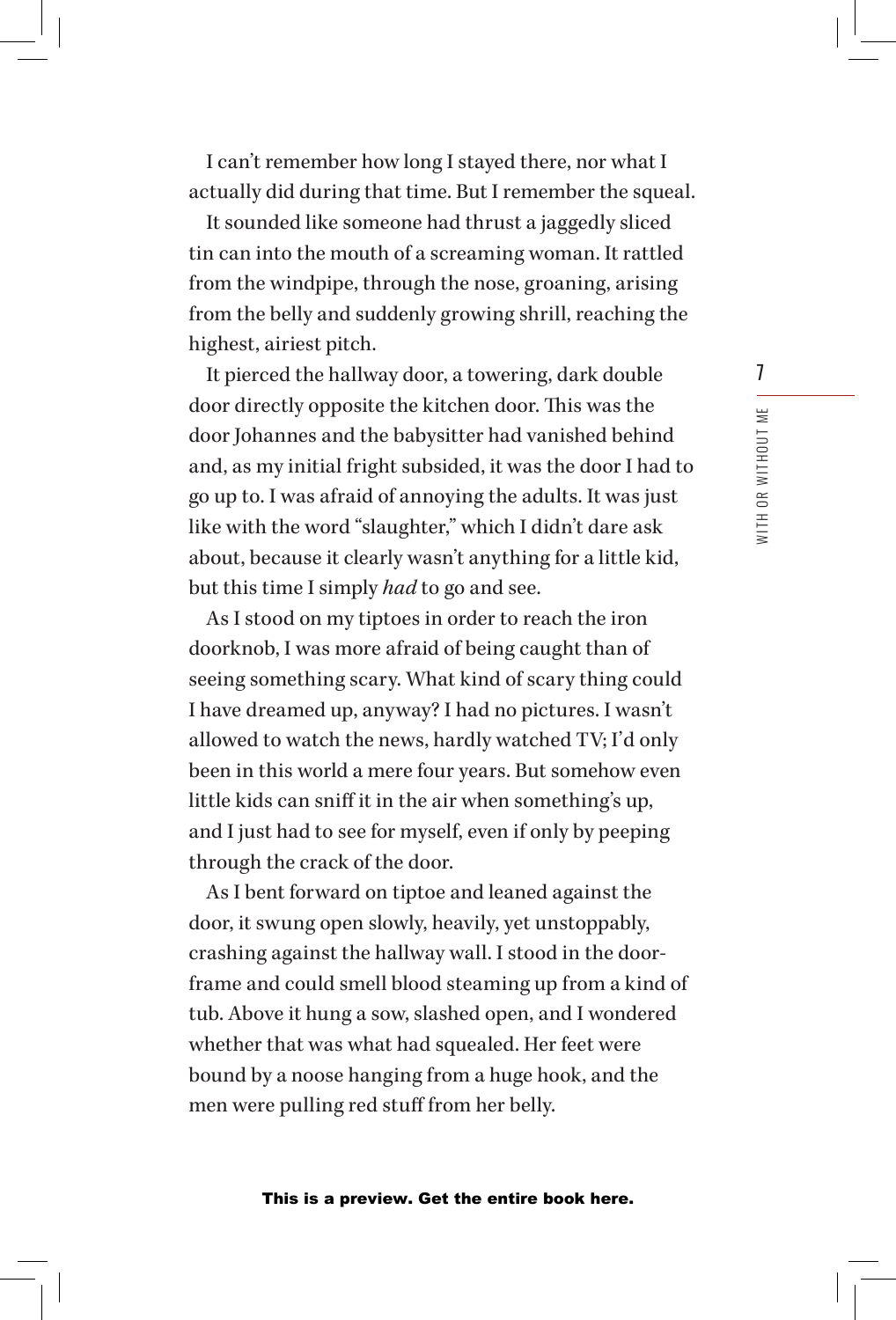I can't remember how long I stayed there, nor what I actually did during that time. But I remember the squeal.

It sounded like someone had thrust a jaggedly sliced tin can into the mouth of a screaming woman. It rattled from the windpipe, through the nose, groaning, arising from the belly and suddenly growing shrill, reaching the highest, airiest pitch.

It pierced the hallway door, a towering, dark double door directly opposite the kitchen door. This was the door Johannes and the babysitter had vanished behind and, as my initial fright subsided, it was the door I had to go up to. I was afraid of annoying the adults. It was just like with the word "slaughter," which I didn't dare ask about, because it clearly wasn't anything for a little kid, but this time I simply *had* to go and see.

As I stood on my tiptoes in order to reach the iron doorknob, I was more afraid of being caught than of seeing something scary. What kind of scary thing could I have dreamed up, anyway? I had no pictures. I wasn't allowed to watch the news, hardly watched TV; I'd only been in this world a mere four years. But somehow even little kids can sniff it in the air when something's up, and I just had to see for myself, even if only by peeping through the crack of the door.

As I bent forward on tiptoe and leaned against the door, it swung open slowly, heavily, yet unstoppably, crashing against the hallway wall. I stood in the doorframe and could smell blood steaming up from a kind of tub. Above it hung a sow, slashed open, and I wondered whether that was what had squealed. Her feet were bound by a noose hanging from a huge hook, and the men were pulling red stuff from her belly.

**This is a preview. Get the entire book here.**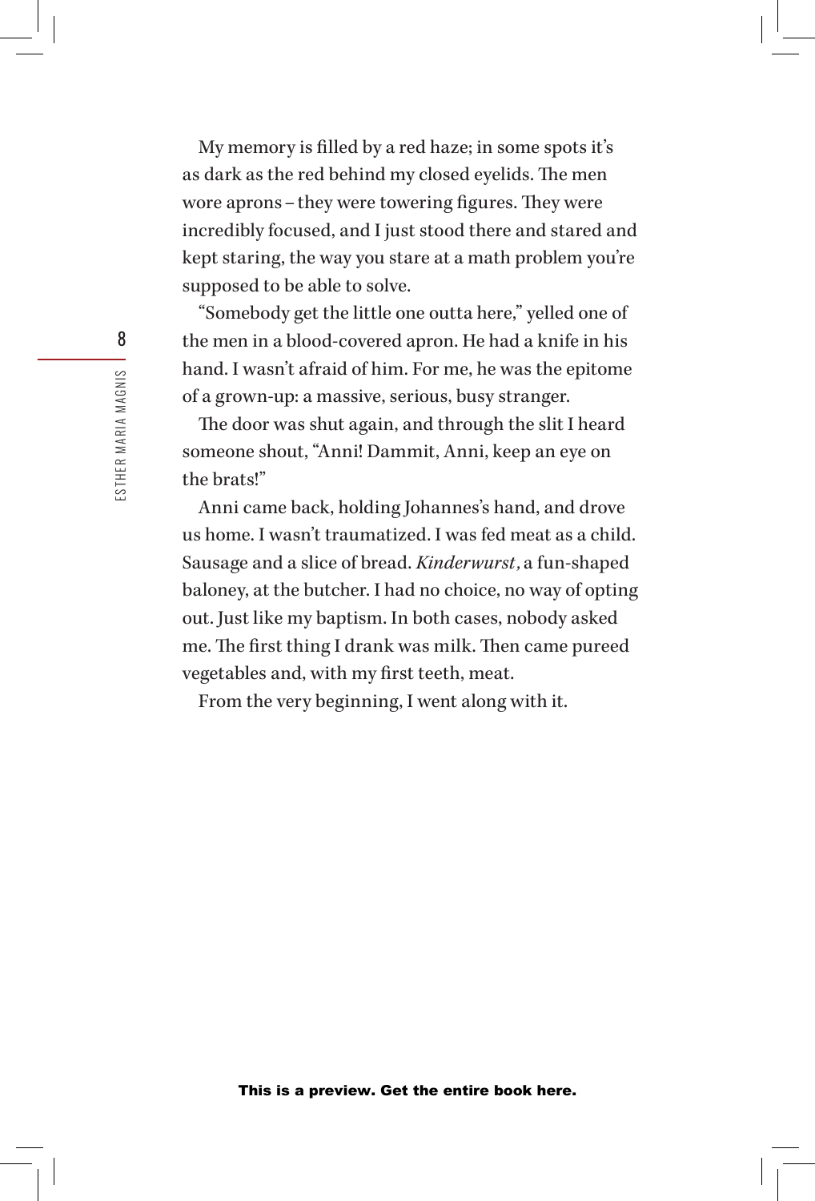My memory is filled by a red haze; in some spots it's as dark as the red behind my closed eyelids. The men wore aprons – they were towering figures. They were incredibly focused, and I just stood there and stared and kept staring, the way you stare at a math problem you're supposed to be able to solve.

"Somebody get the little one outta here," yelled one of the men in a blood-covered apron. He had a knife in his hand. I wasn't afraid of him. For me, he was the epitome of a grown-up: a massive, serious, busy stranger.

The door was shut again, and through the slit I heard someone shout, "Anni! Dammit, Anni, keep an eye on the brats!"

Anni came back, holding Johannes's hand, and drove us home. I wasn't traumatized. I was fed meat as a child. Sausage and a slice of bread. *Kinderwurst,* a fun-shaped baloney, at the butcher. I had no choice, no way of opting out. Just like my baptism. In both cases, nobody asked me. The first thing I drank was milk. Then came pureed vegetables and, with my first teeth, meat.

From the very beginning, I went along with it.

**This is a preview. Get the entire book here.**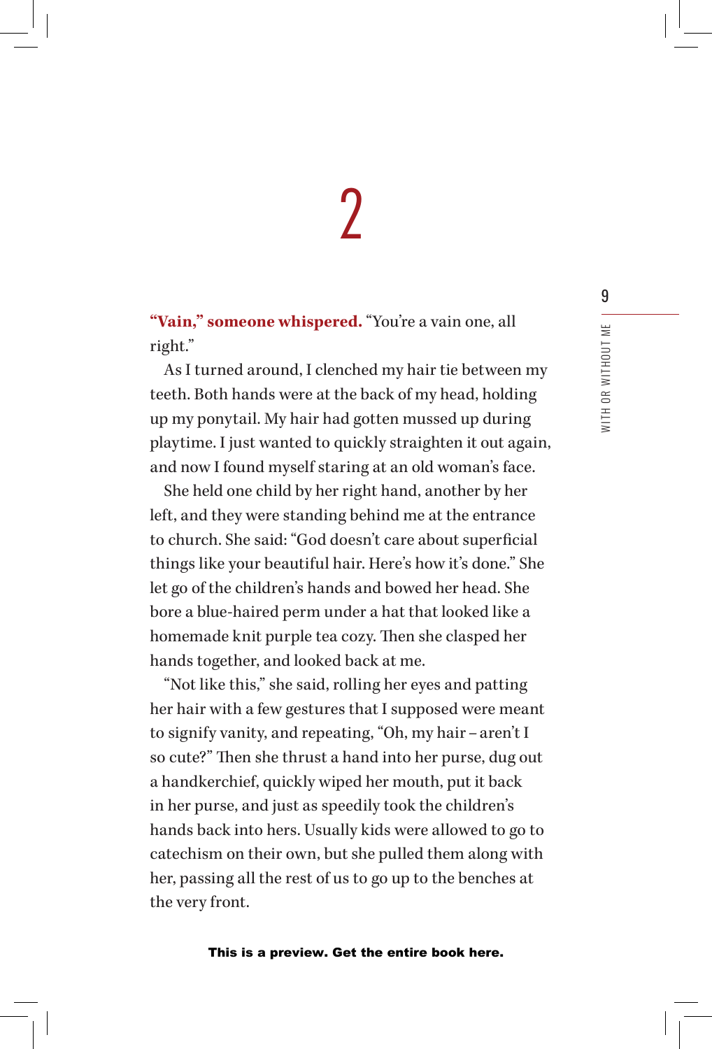# 2

**"Vain," someone whispered.** "You're a vain one, all right."

As I turned around, I clenched my hair tie between my teeth. Both hands were at the back of my head, holding up my ponytail. My hair had gotten mussed up during playtime. I just wanted to quickly straighten it out again, and now I found myself staring at an old woman's face.

She held one child by her right hand, another by her left, and they were standing behind me at the entrance to church. She said: "God doesn't care about superficial things like your beautiful hair. Here's how it's done." She let go of the children's hands and bowed her head. She bore a blue-haired perm under a hat that looked like a homemade knit purple tea cozy. Then she clasped her hands together, and looked back at me.

"Not like this," she said, rolling her eyes and patting her hair with a few gestures that I supposed were meant to signify vanity, and repeating, "Oh, my hair – aren't I so cute?" Then she thrust a hand into her purse, dug out a handkerchief, quickly wiped her mouth, put it back in her purse, and just as speedily took the children's hands back into hers. Usually kids were allowed to go to catechism on their own, but she pulled them along with her, passing all the rest of us to go up to the benches at the very front.

This is a preview. Get the entire book here.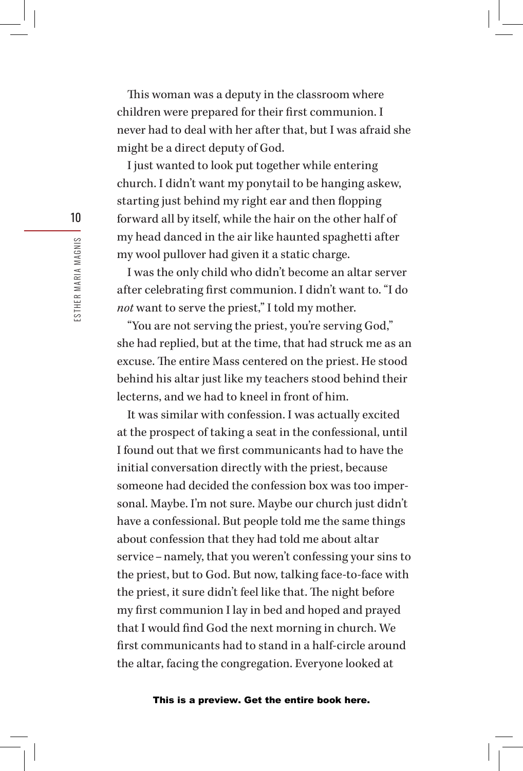This woman was a deputy in the classroom where children were prepared for their first communion. I never had to deal with her after that, but I was afraid she might be a direct deputy of God.

I just wanted to look put together while entering church. I didn't want my ponytail to be hanging askew, starting just behind my right ear and then flopping forward all by itself, while the hair on the other half of my head danced in the air like haunted spaghetti after my wool pullover had given it a static charge.

I was the only child who didn't become an altar server after celebrating first communion. I didn't want to. "I do *not* want to serve the priest," I told my mother.

"You are not serving the priest, you're serving God," she had replied, but at the time, that had struck me as an excuse. The entire Mass centered on the priest. He stood behind his altar just like my teachers stood behind their lecterns, and we had to kneel in front of him.

It was similar with confession. I was actually excited at the prospect of taking a seat in the confessional, until I found out that we first communicants had to have the initial conversation directly with the priest, because someone had decided the confession box was too impersonal. Maybe. I'm not sure. Maybe our church just didn't have a confessional. But people told me the same things about confession that they had told me about altar service – namely, that you weren't confessing your sins to the priest, but to God. But now, talking face-to-face with the priest, it sure didn't feel like that. The night before my first communion I lay in bed and hoped and prayed that I would find God the next morning in church. We first communicants had to stand in a half-circle around the altar, facing the congregation. Everyone looked at

This is a preview. Get the entire book here.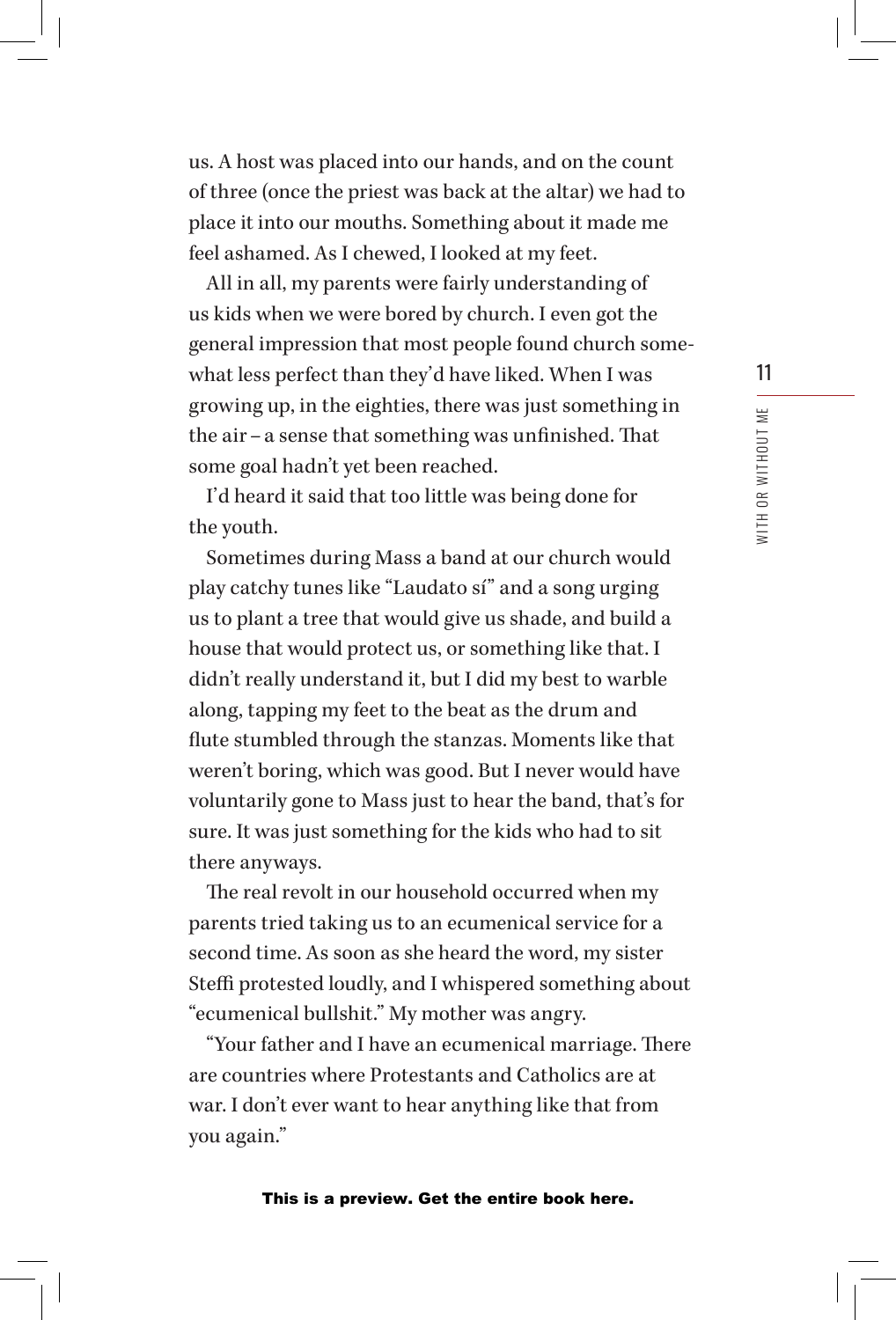us. A host was placed into our hands, and on the count of three (once the priest was back at the altar) we had to place it into our mouths. Something about it made me feel ashamed. As I chewed, I looked at my feet.

All in all, my parents were fairly understanding of us kids when we were bored by church. I even got the general impression that most people found church somewhat less perfect than they'd have liked. When I was growing up, in the eighties, there was just something in the air – a sense that something was unfinished. That some goal hadn't yet been reached.

I'd heard it said that too little was being done for the youth.

Sometimes during Mass a band at our church would play catchy tunes like "Laudato sí" and a song urging us to plant a tree that would give us shade, and build a house that would protect us, or something like that. I didn't really understand it, but I did my best to warble along, tapping my feet to the beat as the drum and flute stumbled through the stanzas. Moments like that weren't boring, which was good. But I never would have voluntarily gone to Mass just to hear the band, that's for sure. It was just something for the kids who had to sit there anyways.

The real revolt in our household occurred when my parents tried taking us to an ecumenical service for a second time. As soon as she heard the word, my sister Steffi protested loudly, and I whispered something about "ecumenical bullshit." My mother was angry.

"Your father and I have an ecumenical marriage. There are countries where Protestants and Catholics are at war. I don't ever want to hear anything like that from you again."

**This is a preview. Get the entire book here.**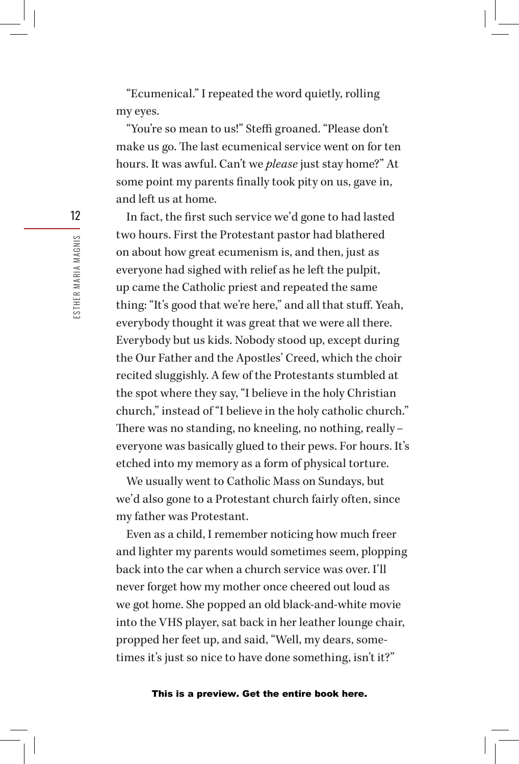"Ecumenical." I repeated the word quietly, rolling my eyes.

"You're so mean to us!" Steffi groaned. "Please don't make us go. The last ecumenical service went on for ten hours. It was awful. Can't we *please* just stay home?" At some point my parents finally took pity on us, gave in, and left us at home.

In fact, the first such service we'd gone to had lasted two hours. First the Protestant pastor had blathered on about how great ecumenism is, and then, just as everyone had sighed with relief as he left the pulpit, up came the Catholic priest and repeated the same thing: "It's good that we're here," and all that stuff. Yeah, everybody thought it was great that we were all there. Everybody but us kids. Nobody stood up, except during the Our Father and the Apostles' Creed, which the choir recited sluggishly. A few of the Protestants stumbled at the spot where they say, "I believe in the holy Christian church," instead of "I believe in the holy catholic church." There was no standing, no kneeling, no nothing, really – everyone was basically glued to their pews. For hours. It's etched into my memory as a form of physical torture.

We usually went to Catholic Mass on Sundays, but we'd also gone to a Protestant church fairly often, since my father was Protestant.

Even as a child, I remember noticing how much freer and lighter my parents would sometimes seem, plopping back into the car when a church service was over. I'll never forget how my mother once cheered out loud as we got home. She popped an old black-and-white movie into the VHS player, sat back in her leather lounge chair, propped her feet up, and said, "Well, my dears, sometimes it's just so nice to have done something, isn't it?"

**This is a preview. Get the entire book here.**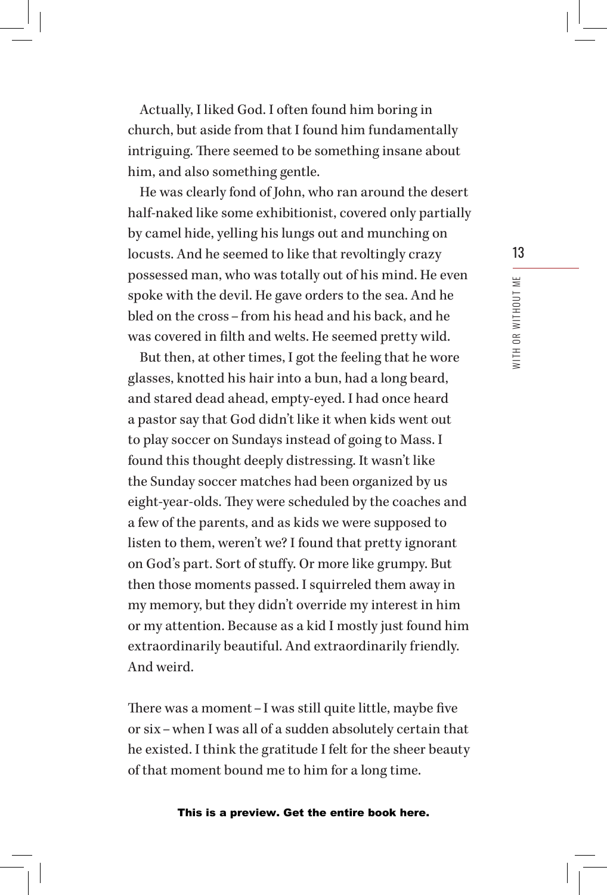Actually, I liked God. I often found him boring in church, but aside from that I found him fundamentally intriguing. There seemed to be something insane about him, and also something gentle.

He was clearly fond of John, who ran around the desert half-naked like some exhibitionist, covered only partially by camel hide, yelling his lungs out and munching on locusts. And he seemed to like that revoltingly crazy possessed man, who was totally out of his mind. He even spoke with the devil. He gave orders to the sea. And he bled on the cross – from his head and his back, and he was covered in filth and welts. He seemed pretty wild.

But then, at other times, I got the feeling that he wore glasses, knotted his hair into a bun, had a long beard, and stared dead ahead, empty-eyed. I had once heard a pastor say that God didn't like it when kids went out to play soccer on Sundays instead of going to Mass. I found this thought deeply distressing. It wasn't like the Sunday soccer matches had been organized by us eight-year-olds. They were scheduled by the coaches and a few of the parents, and as kids we were supposed to listen to them, weren't we? I found that pretty ignorant on God's part. Sort of stuffy. Or more like grumpy. But then those moments passed. I squirreled them away in my memory, but they didn't override my interest in him or my attention. Because as a kid I mostly just found him extraordinarily beautiful. And extraordinarily friendly. And weird.

There was a moment – I was still quite little, maybe five or six – when I was all of a sudden absolutely certain that he existed. I think the gratitude I felt for the sheer beauty of that moment bound me to him for a long time.

**This is a preview. Get the entire book here.**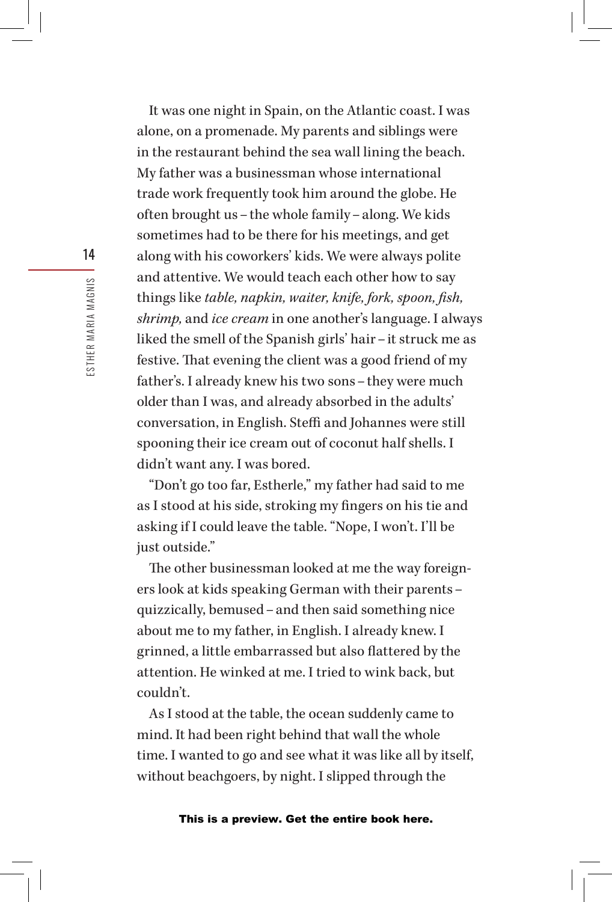It was one night in Spain, on the Atlantic coast. I was alone, on a promenade. My parents and siblings were in the restaurant behind the sea wall lining the beach. My father was a businessman whose international trade work frequently took him around the globe. He often brought us – the whole family – along. We kids sometimes had to be there for his meetings, and get along with his coworkers' kids. We were always polite and attentive. We would teach each other how to say things like *table, napkin, waiter, knife, fork, spoon, fish, shrimp,* and *ice cream* in one another's language. I always liked the smell of the Spanish girls' hair – it struck me as festive. That evening the client was a good friend of my father's. I already knew his two sons – they were much older than I was, and already absorbed in the adults' conversation, in English. Steffi and Johannes were still spooning their ice cream out of coconut half shells. I didn't want any. I was bored.

"Don't go too far, Estherle," my father had said to me as I stood at his side, stroking my fingers on his tie and asking if I could leave the table. "Nope, I won't. I'll be just outside."

The other businessman looked at me the way foreigners look at kids speaking German with their parents – quizzically, bemused – and then said something nice about me to my father, in English. I already knew. I grinned, a little embarrassed but also flattered by the attention. He winked at me. I tried to wink back, but couldn't.

As I stood at the table, the ocean suddenly came to mind. It had been right behind that wall the whole time. I wanted to go and see what it was like all by itself, without beachgoers, by night. I slipped through the

**This is a preview. Get the entire book here.**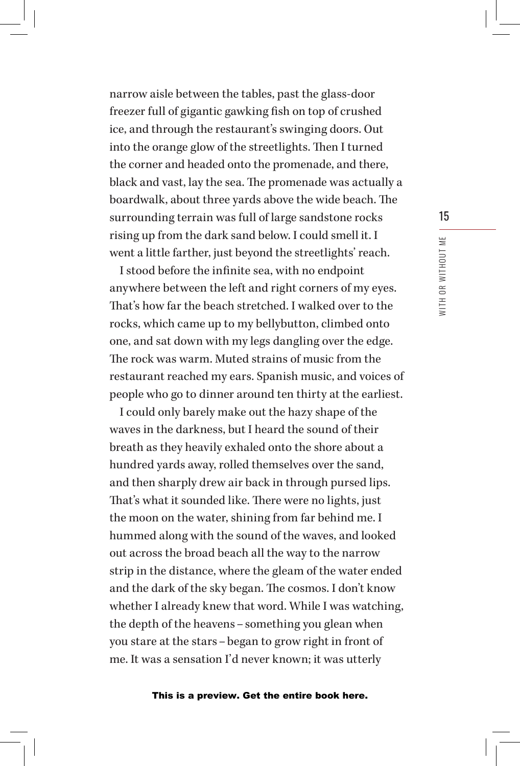narrow aisle between the tables, past the glass-door freezer full of gigantic gawking fish on top of crushed ice, and through the restaurant's swinging doors. Out into the orange glow of the streetlights. Then I turned the corner and headed onto the promenade, and there, black and vast, lay the sea. The promenade was actually a boardwalk, about three yards above the wide beach. The surrounding terrain was full of large sandstone rocks rising up from the dark sand below. I could smell it. I went a little farther, just beyond the streetlights' reach.

I stood before the infinite sea, with no endpoint anywhere between the left and right corners of my eyes. That's how far the beach stretched. I walked over to the rocks, which came up to my bellybutton, climbed onto one, and sat down with my legs dangling over the edge. The rock was warm. Muted strains of music from the restaurant reached my ears. Spanish music, and voices of people who go to dinner around ten thirty at the earliest.

I could only barely make out the hazy shape of the waves in the darkness, but I heard the sound of their breath as they heavily exhaled onto the shore about a hundred yards away, rolled themselves over the sand, and then sharply drew air back in through pursed lips. That's what it sounded like. There were no lights, just the moon on the water, shining from far behind me. I hummed along with the sound of the waves, and looked out across the broad beach all the way to the narrow strip in the distance, where the gleam of the water ended and the dark of the sky began. The cosmos. I don't know whether I already knew that word. While I was watching, the depth of the heavens – something you glean when you stare at the stars – began to grow right in front of me. It was a sensation I'd never known; it was utterly

**This is a preview. Get the entire book here.**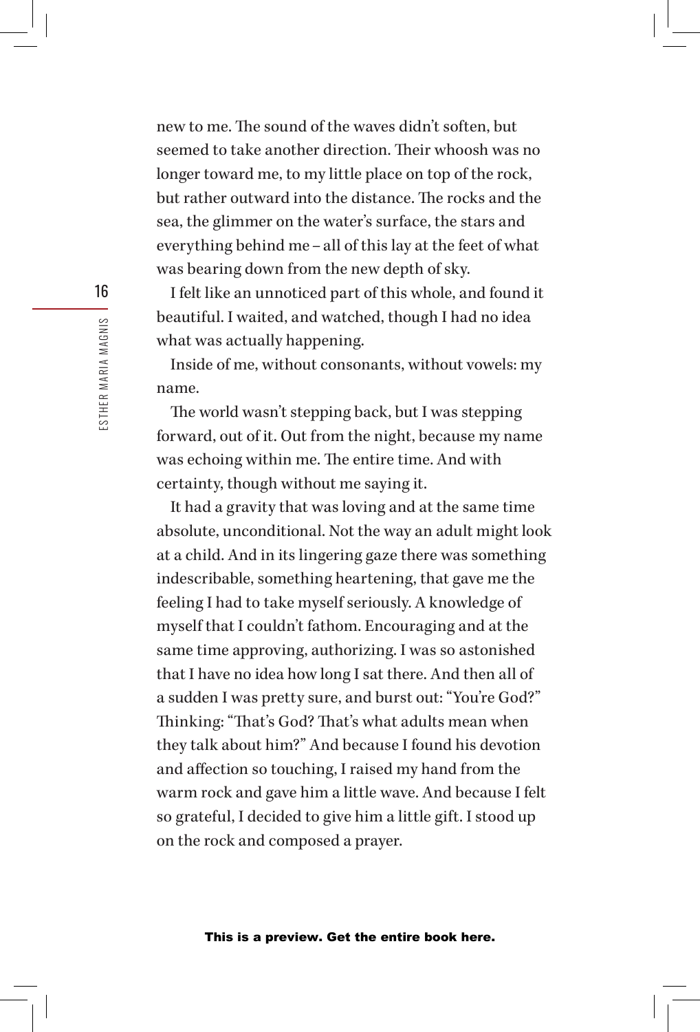new to me. The sound of the waves didn't soften, but seemed to take another direction. Their whoosh was no longer toward me, to my little place on top of the rock, but rather outward into the distance. The rocks and the sea, the glimmer on the water's surface, the stars and everything behind me – all of this lay at the feet of what was bearing down from the new depth of sky.

I felt like an unnoticed part of this whole, and found it beautiful. I waited, and watched, though I had no idea what was actually happening.

Inside of me, without consonants, without vowels: my name.

The world wasn't stepping back, but I was stepping forward, out of it. Out from the night, because my name was echoing within me. The entire time. And with certainty, though without me saying it.

It had a gravity that was loving and at the same time absolute, unconditional. Not the way an adult might look at a child. And in its lingering gaze there was something indescribable, something heartening, that gave me the feeling I had to take myself seriously. A knowledge of myself that I couldn't fathom. Encouraging and at the same time approving, authorizing. I was so astonished that I have no idea how long I sat there. And then all of a sudden I was pretty sure, and burst out: "You're God?" Thinking: "That's God? That's what adults mean when they talk about him?" And because I found his devotion and affection so touching, I raised my hand from the warm rock and gave him a little wave. And because I felt so grateful, I decided to give him a little gift. I stood up on the rock and composed a prayer.

**This is a preview. Get the entire book here.**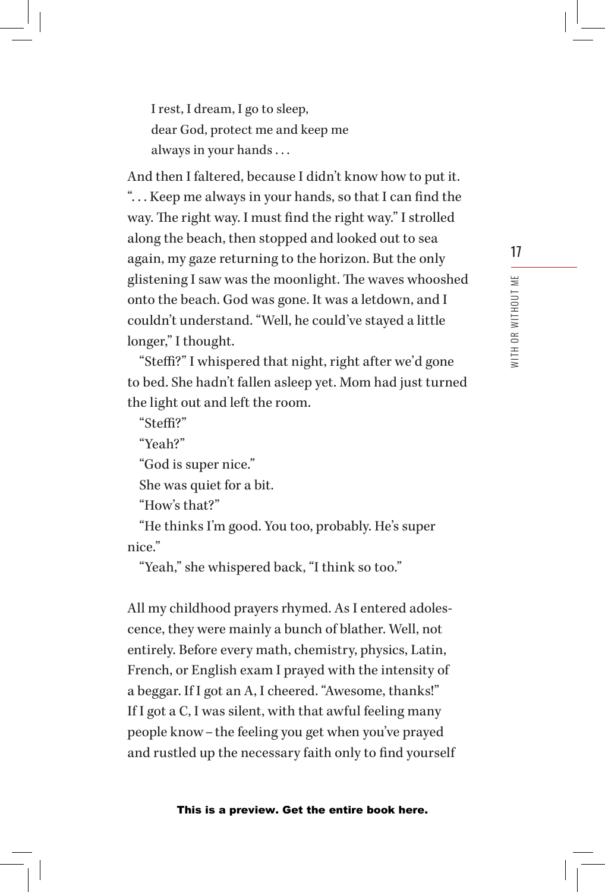> I rest, I dream, I go to sleep,
> dear God, protect me and keep me
> always in your hands . . .

And then I faltered, because I didn't know how to put it. ". . . Keep me always in your hands, so that I can find the way. The right way. I must find the right way." I strolled along the beach, then stopped and looked out to sea again, my gaze returning to the horizon. But the only glistening I saw was the moonlight. The waves whooshed onto the beach. God was gone. It was a letdown, and I couldn't understand. "Well, he could've stayed a little longer," I thought.

"Steffi?" I whispered that night, right after we'd gone to bed. She hadn't fallen asleep yet. Mom had just turned the light out and left the room.

"Steffi?"

"Yeah?"

"God is super nice."

She was quiet for a bit.

"How's that?"

"He thinks I'm good. You too, probably. He's super nice."

"Yeah," she whispered back, "I think so too."

All my childhood prayers rhymed. As I entered adolescence, they were mainly a bunch of blather. Well, not entirely. Before every math, chemistry, physics, Latin, French, or English exam I prayed with the intensity of a beggar. If I got an A, I cheered. "Awesome, thanks!" If I got a C, I was silent, with that awful feeling many people know – the feeling you get when you've prayed and rustled up the necessary faith only to find yourself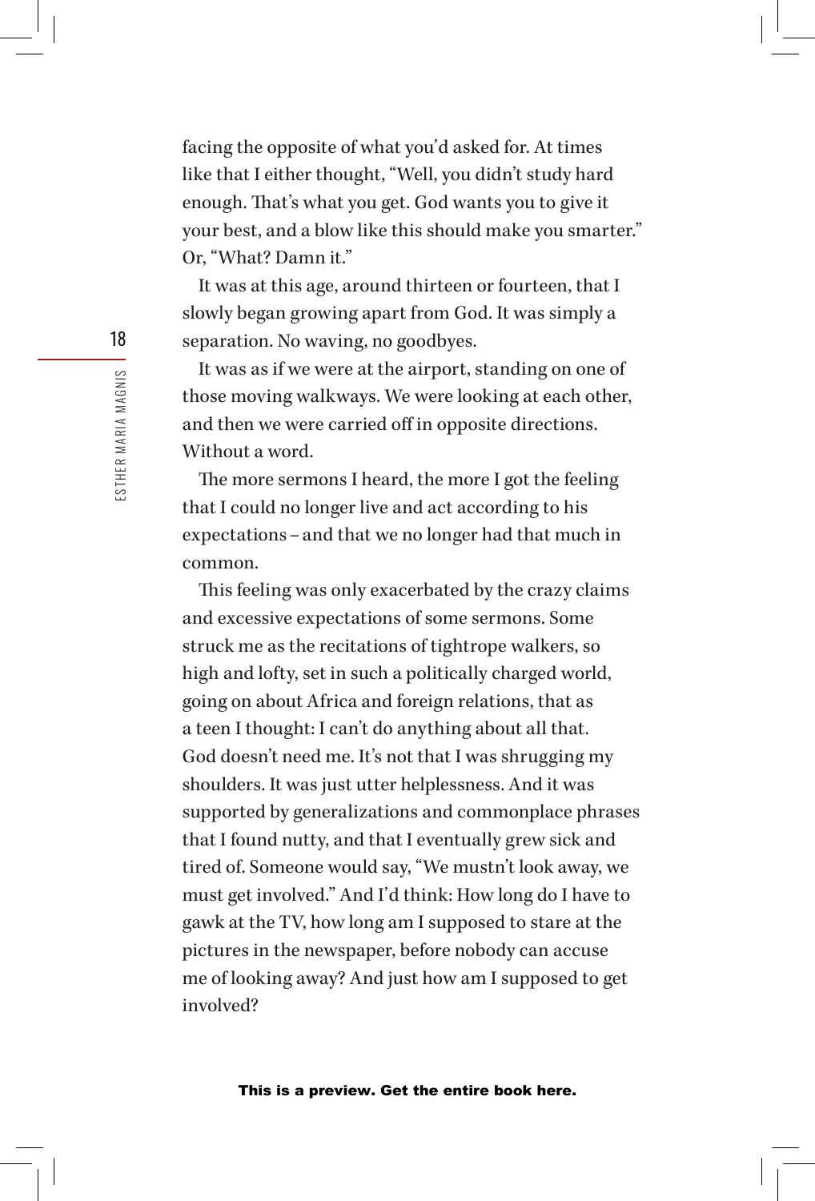facing the opposite of what you'd asked for. At times like that I either thought, "Well, you didn't study hard enough. That's what you get. God wants you to give it your best, and a blow like this should make you smarter." Or, "What? Damn it."

It was at this age, around thirteen or fourteen, that I slowly began growing apart from God. It was simply a separation. No waving, no goodbyes.

It was as if we were at the airport, standing on one of those moving walkways. We were looking at each other, and then we were carried off in opposite directions. Without a word.

The more sermons I heard, the more I got the feeling that I could no longer live and act according to his expectations – and that we no longer had that much in common.

This feeling was only exacerbated by the crazy claims and excessive expectations of some sermons. Some struck me as the recitations of tightrope walkers, so high and lofty, set in such a politically charged world, going on about Africa and foreign relations, that as a teen I thought: I can't do anything about all that. God doesn't need me. It's not that I was shrugging my shoulders. It was just utter helplessness. And it was supported by generalizations and commonplace phrases that I found nutty, and that I eventually grew sick and tired of. Someone would say, "We mustn't look away, we must get involved." And I'd think: How long do I have to gawk at the TV, how long am I supposed to stare at the pictures in the newspaper, before nobody can accuse me of looking away? And just how am I supposed to get involved?

**This is a preview. Get the entire book here.**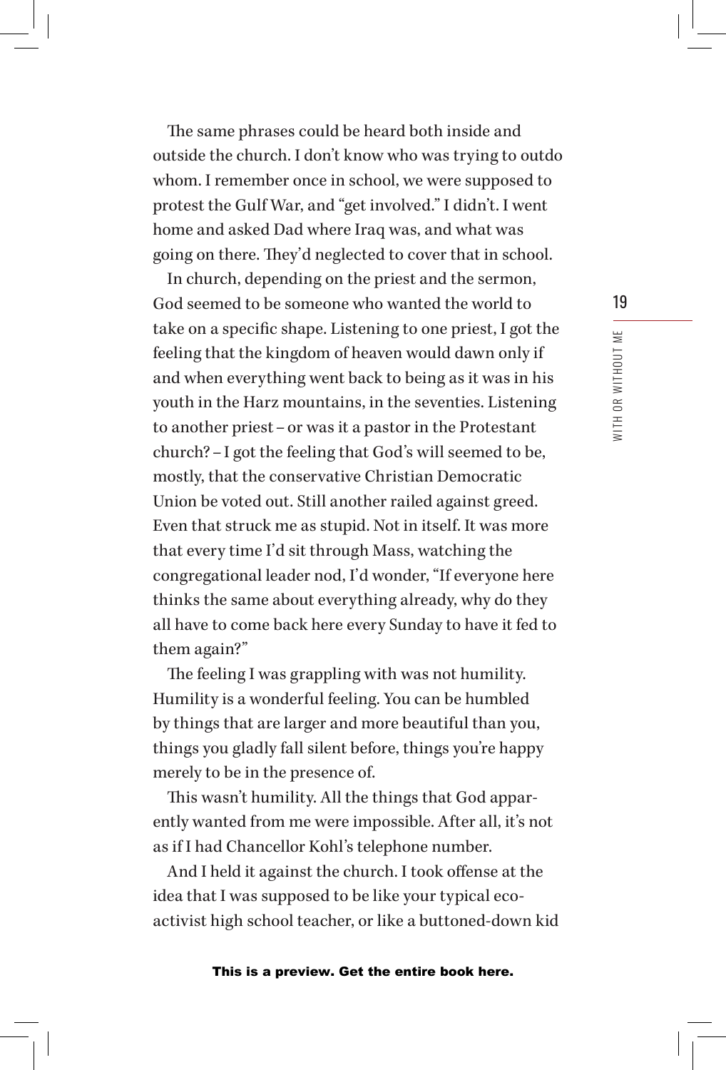The same phrases could be heard both inside and outside the church. I don't know who was trying to outdo whom. I remember once in school, we were supposed to protest the Gulf War, and "get involved." I didn't. I went home and asked Dad where Iraq was, and what was going on there. They'd neglected to cover that in school.

In church, depending on the priest and the sermon, God seemed to be someone who wanted the world to take on a specific shape. Listening to one priest, I got the feeling that the kingdom of heaven would dawn only if and when everything went back to being as it was in his youth in the Harz mountains, in the seventies. Listening to another priest – or was it a pastor in the Protestant church? – I got the feeling that God's will seemed to be, mostly, that the conservative Christian Democratic Union be voted out. Still another railed against greed. Even that struck me as stupid. Not in itself. It was more that every time I'd sit through Mass, watching the congregational leader nod, I'd wonder, "If everyone here thinks the same about everything already, why do they all have to come back here every Sunday to have it fed to them again?"

The feeling I was grappling with was not humility. Humility is a wonderful feeling. You can be humbled by things that are larger and more beautiful than you, things you gladly fall silent before, things you're happy merely to be in the presence of.

This wasn't humility. All the things that God apparently wanted from me were impossible. After all, it's not as if I had Chancellor Kohl's telephone number.

And I held it against the church. I took offense at the idea that I was supposed to be like your typical eco-activist high school teacher, or like a buttoned-down kid

**This is a preview. Get the entire book here.**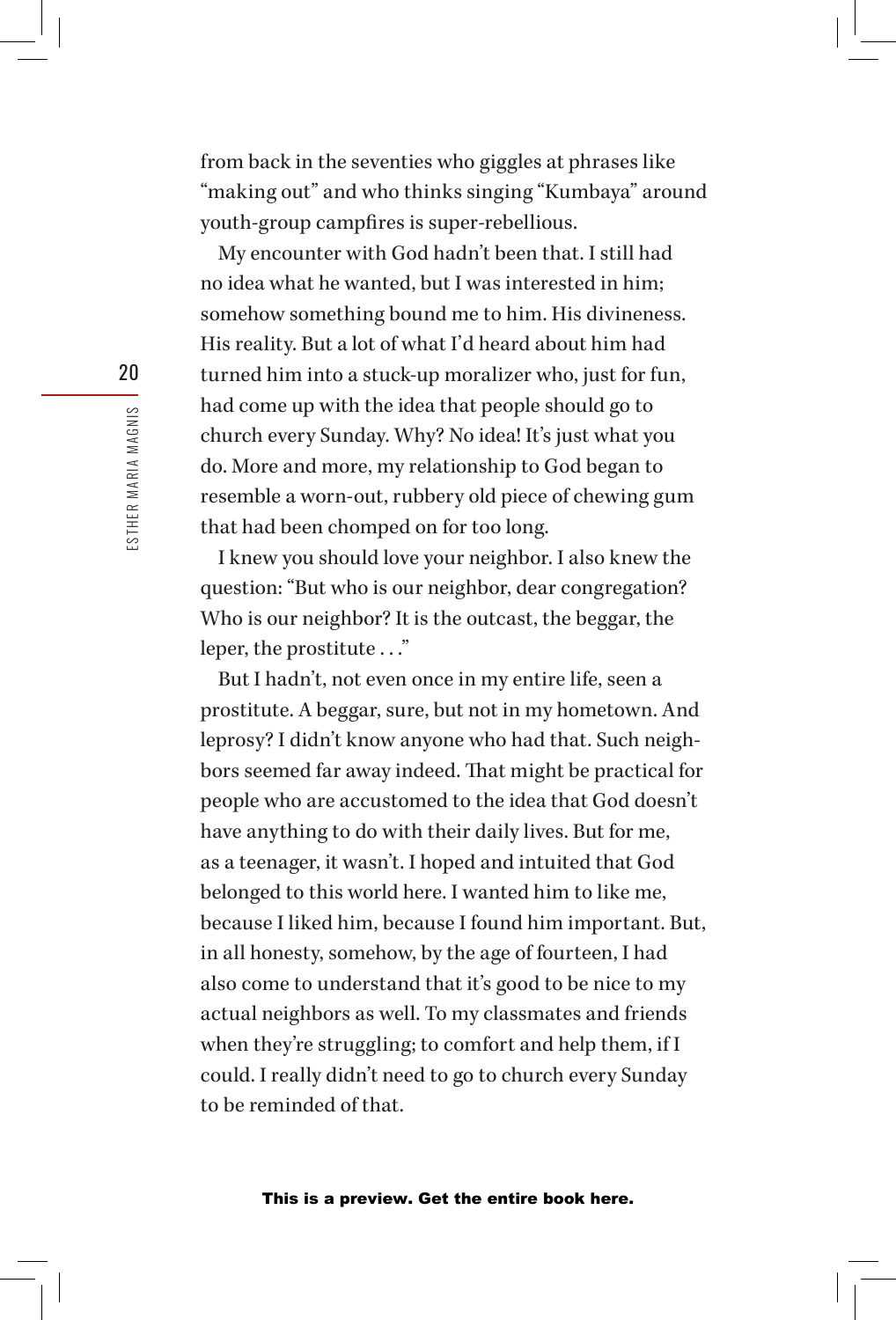from back in the seventies who giggles at phrases like "making out" and who thinks singing "Kumbaya" around youth-group campfires is super-rebellious.

My encounter with God hadn't been that. I still had no idea what he wanted, but I was interested in him; somehow something bound me to him. His divineness. His reality. But a lot of what I'd heard about him had turned him into a stuck-up moralizer who, just for fun, had come up with the idea that people should go to church every Sunday. Why? No idea! It's just what you do. More and more, my relationship to God began to resemble a worn-out, rubbery old piece of chewing gum that had been chomped on for too long.

I knew you should love your neighbor. I also knew the question: "But who is our neighbor, dear congregation? Who is our neighbor? It is the outcast, the beggar, the leper, the prostitute . . ."

But I hadn't, not even once in my entire life, seen a prostitute. A beggar, sure, but not in my hometown. And leprosy? I didn't know anyone who had that. Such neighbors seemed far away indeed. That might be practical for people who are accustomed to the idea that God doesn't have anything to do with their daily lives. But for me, as a teenager, it wasn't. I hoped and intuited that God belonged to this world here. I wanted him to like me, because I liked him, because I found him important. But, in all honesty, somehow, by the age of fourteen, I had also come to understand that it's good to be nice to my actual neighbors as well. To my classmates and friends when they're struggling; to comfort and help them, if I could. I really didn't need to go to church every Sunday to be reminded of that.

**This is a preview. Get the entire book here.**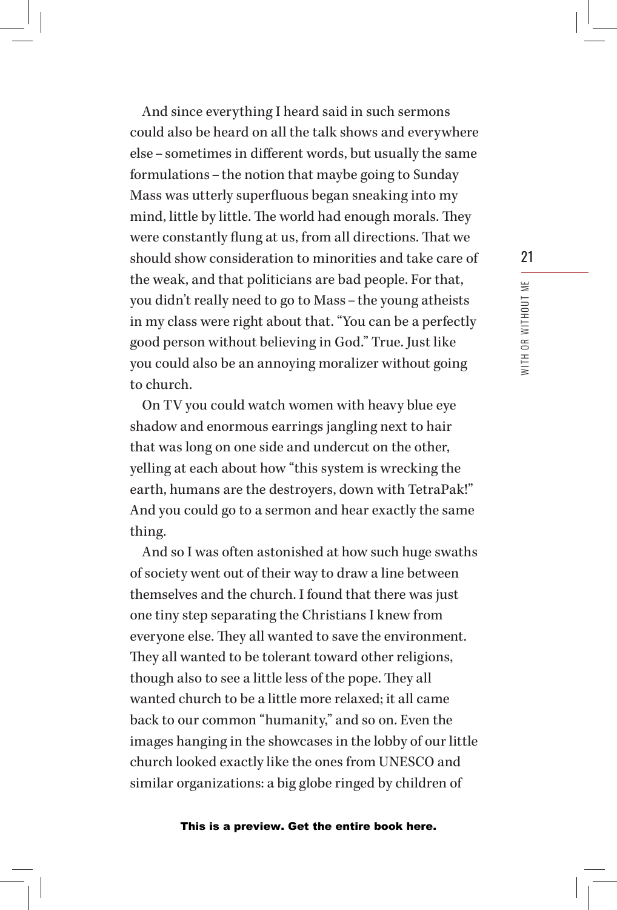And since everything I heard said in such sermons could also be heard on all the talk shows and everywhere else – sometimes in different words, but usually the same formulations – the notion that maybe going to Sunday Mass was utterly superfluous began sneaking into my mind, little by little. The world had enough morals. They were constantly flung at us, from all directions. That we should show consideration to minorities and take care of the weak, and that politicians are bad people. For that, you didn't really need to go to Mass – the young atheists in my class were right about that. "You can be a perfectly good person without believing in God." True. Just like you could also be an annoying moralizer without going to church.

On TV you could watch women with heavy blue eye shadow and enormous earrings jangling next to hair that was long on one side and undercut on the other, yelling at each about how "this system is wrecking the earth, humans are the destroyers, down with TetraPak!" And you could go to a sermon and hear exactly the same thing.

And so I was often astonished at how such huge swaths of society went out of their way to draw a line between themselves and the church. I found that there was just one tiny step separating the Christians I knew from everyone else. They all wanted to save the environment. They all wanted to be tolerant toward other religions, though also to see a little less of the pope. They all wanted church to be a little more relaxed; it all came back to our common "humanity," and so on. Even the images hanging in the showcases in the lobby of our little church looked exactly like the ones from UNESCO and similar organizations: a big globe ringed by children of

**This is a preview. Get the entire book here.**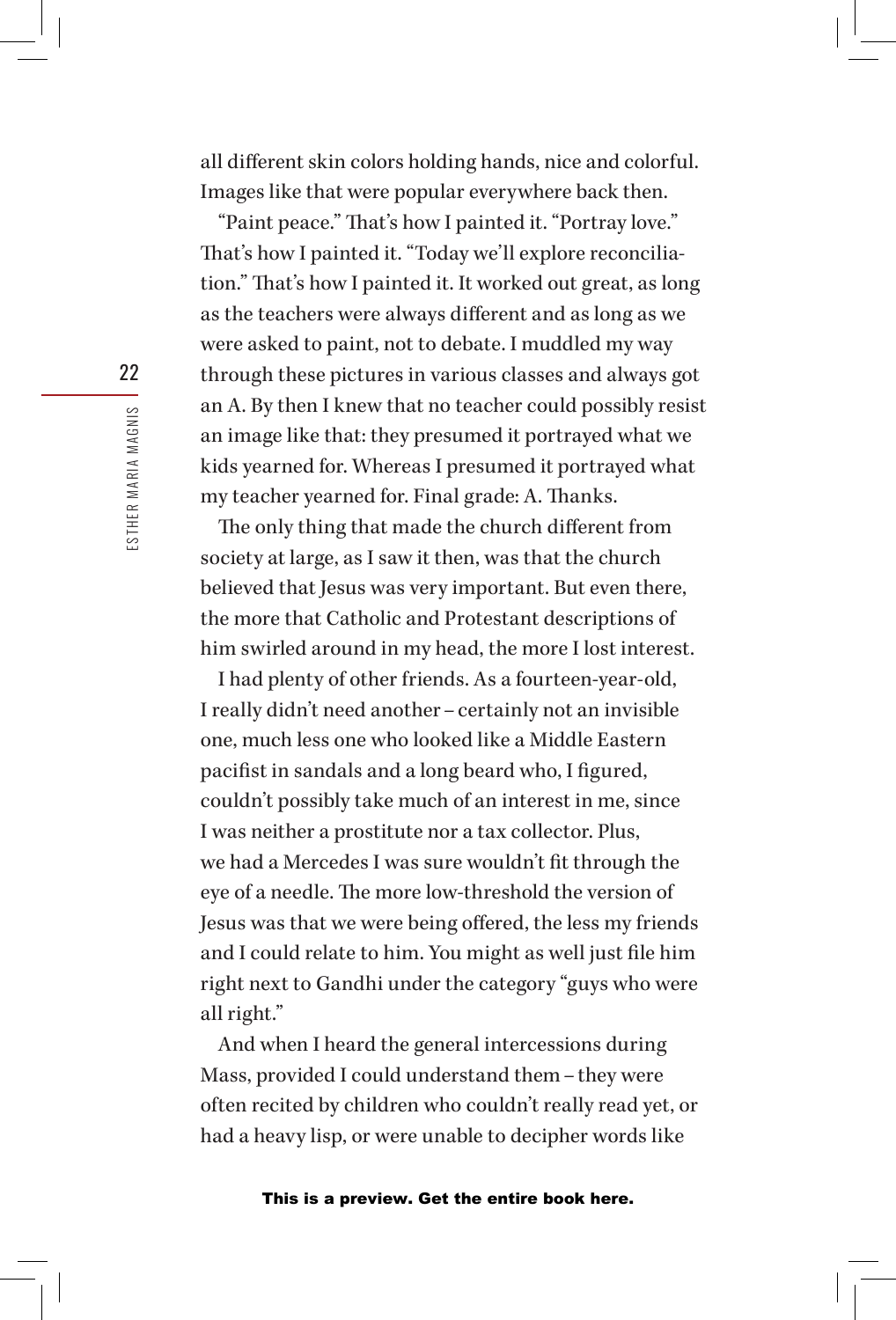all different skin colors holding hands, nice and colorful. Images like that were popular everywhere back then.

"Paint peace." That's how I painted it. "Portray love." That's how I painted it. "Today we'll explore reconciliation." That's how I painted it. It worked out great, as long as the teachers were always different and as long as we were asked to paint, not to debate. I muddled my way through these pictures in various classes and always got an A. By then I knew that no teacher could possibly resist an image like that: they presumed it portrayed what we kids yearned for. Whereas I presumed it portrayed what my teacher yearned for. Final grade: A. Thanks.

The only thing that made the church different from society at large, as I saw it then, was that the church believed that Jesus was very important. But even there, the more that Catholic and Protestant descriptions of him swirled around in my head, the more I lost interest.

I had plenty of other friends. As a fourteen-year-old, I really didn't need another – certainly not an invisible one, much less one who looked like a Middle Eastern pacifist in sandals and a long beard who, I figured, couldn't possibly take much of an interest in me, since I was neither a prostitute nor a tax collector. Plus, we had a Mercedes I was sure wouldn't fit through the eye of a needle. The more low-threshold the version of Jesus was that we were being offered, the less my friends and I could relate to him. You might as well just file him right next to Gandhi under the category "guys who were all right."

And when I heard the general intercessions during Mass, provided I could understand them – they were often recited by children who couldn't really read yet, or had a heavy lisp, or were unable to decipher words like

**This is a preview. Get the entire book here.**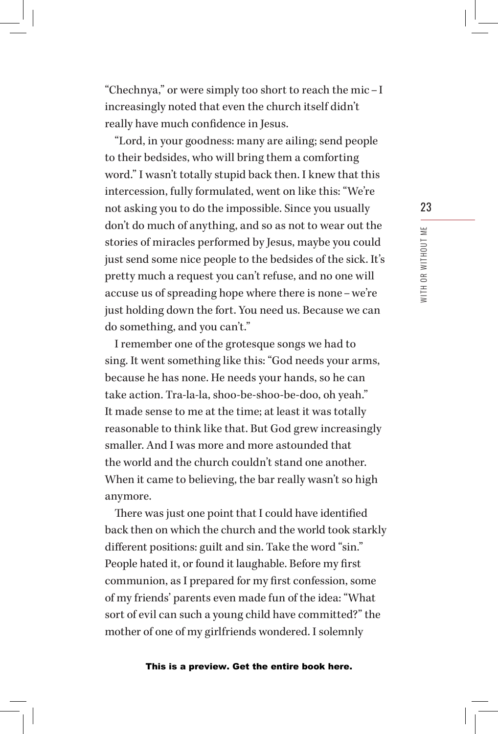"Chechnya," or were simply too short to reach the mic – I increasingly noted that even the church itself didn't really have much confidence in Jesus.

"Lord, in your goodness: many are ailing; send people to their bedsides, who will bring them a comforting word." I wasn't totally stupid back then. I knew that this intercession, fully formulated, went on like this: "We're not asking you to do the impossible. Since you usually don't do much of anything, and so as not to wear out the stories of miracles performed by Jesus, maybe you could just send some nice people to the bedsides of the sick. It's pretty much a request you can't refuse, and no one will accuse us of spreading hope where there is none – we're just holding down the fort. You need us. Because we can do something, and you can't."

I remember one of the grotesque songs we had to sing. It went something like this: "God needs your arms, because he has none. He needs your hands, so he can take action. Tra-la-la, shoo-be-shoo-be-doo, oh yeah." It made sense to me at the time; at least it was totally reasonable to think like that. But God grew increasingly smaller. And I was more and more astounded that the world and the church couldn't stand one another. When it came to believing, the bar really wasn't so high anymore.

There was just one point that I could have identified back then on which the church and the world took starkly different positions: guilt and sin. Take the word "sin." People hated it, or found it laughable. Before my first communion, as I prepared for my first confession, some of my friends' parents even made fun of the idea: "What sort of evil can such a young child have committed?" the mother of one of my girlfriends wondered. I solemnly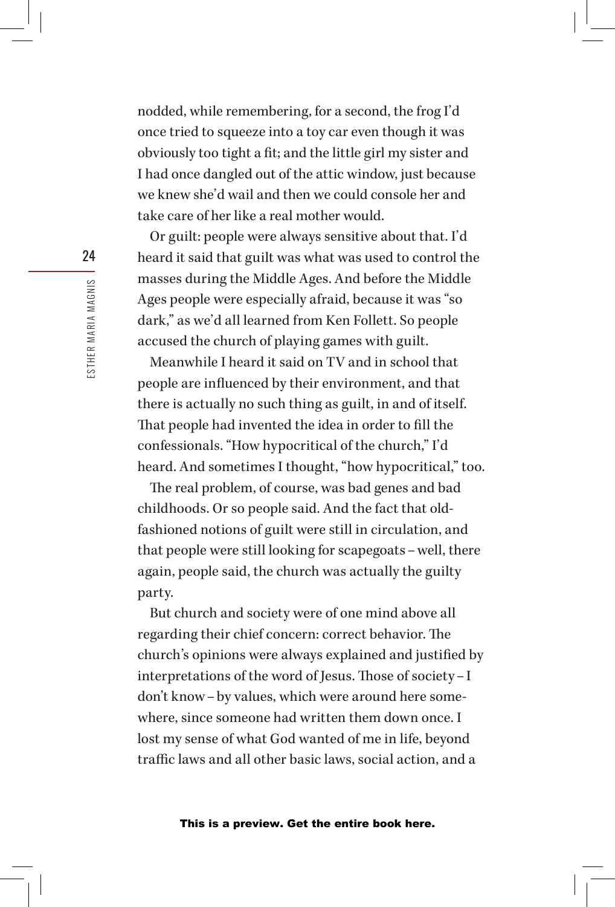nodded, while remembering, for a second, the frog I'd once tried to squeeze into a toy car even though it was obviously too tight a fit; and the little girl my sister and I had once dangled out of the attic window, just because we knew she'd wail and then we could console her and take care of her like a real mother would.

Or guilt: people were always sensitive about that. I'd heard it said that guilt was what was used to control the masses during the Middle Ages. And before the Middle Ages people were especially afraid, because it was "so dark," as we'd all learned from Ken Follett. So people accused the church of playing games with guilt.

Meanwhile I heard it said on TV and in school that people are influenced by their environment, and that there is actually no such thing as guilt, in and of itself. That people had invented the idea in order to fill the confessionals. "How hypocritical of the church," I'd heard. And sometimes I thought, "how hypocritical," too.

The real problem, of course, was bad genes and bad childhoods. Or so people said. And the fact that old-fashioned notions of guilt were still in circulation, and that people were still looking for scapegoats – well, there again, people said, the church was actually the guilty party.

But church and society were of one mind above all regarding their chief concern: correct behavior. The church's opinions were always explained and justified by interpretations of the word of Jesus. Those of society – I don't know – by values, which were around here somewhere, since someone had written them down once. I lost my sense of what God wanted of me in life, beyond traffic laws and all other basic laws, social action, and a

**This is a preview. Get the entire book here.**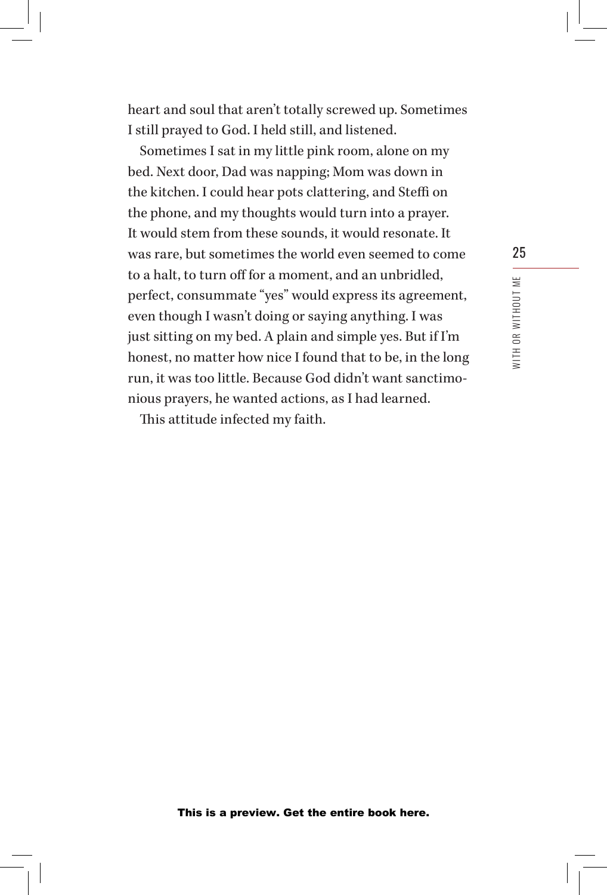heart and soul that aren't totally screwed up. Sometimes I still prayed to God. I held still, and listened.

Sometimes I sat in my little pink room, alone on my bed. Next door, Dad was napping; Mom was down in the kitchen. I could hear pots clattering, and Steffi on the phone, and my thoughts would turn into a prayer. It would stem from these sounds, it would resonate. It was rare, but sometimes the world even seemed to come to a halt, to turn off for a moment, and an unbridled, perfect, consummate "yes" would express its agreement, even though I wasn't doing or saying anything. I was just sitting on my bed. A plain and simple yes. But if I'm honest, no matter how nice I found that to be, in the long run, it was too little. Because God didn't want sanctimonious prayers, he wanted actions, as I had learned.

This attitude infected my faith.

**This is a preview. Get the entire book here.**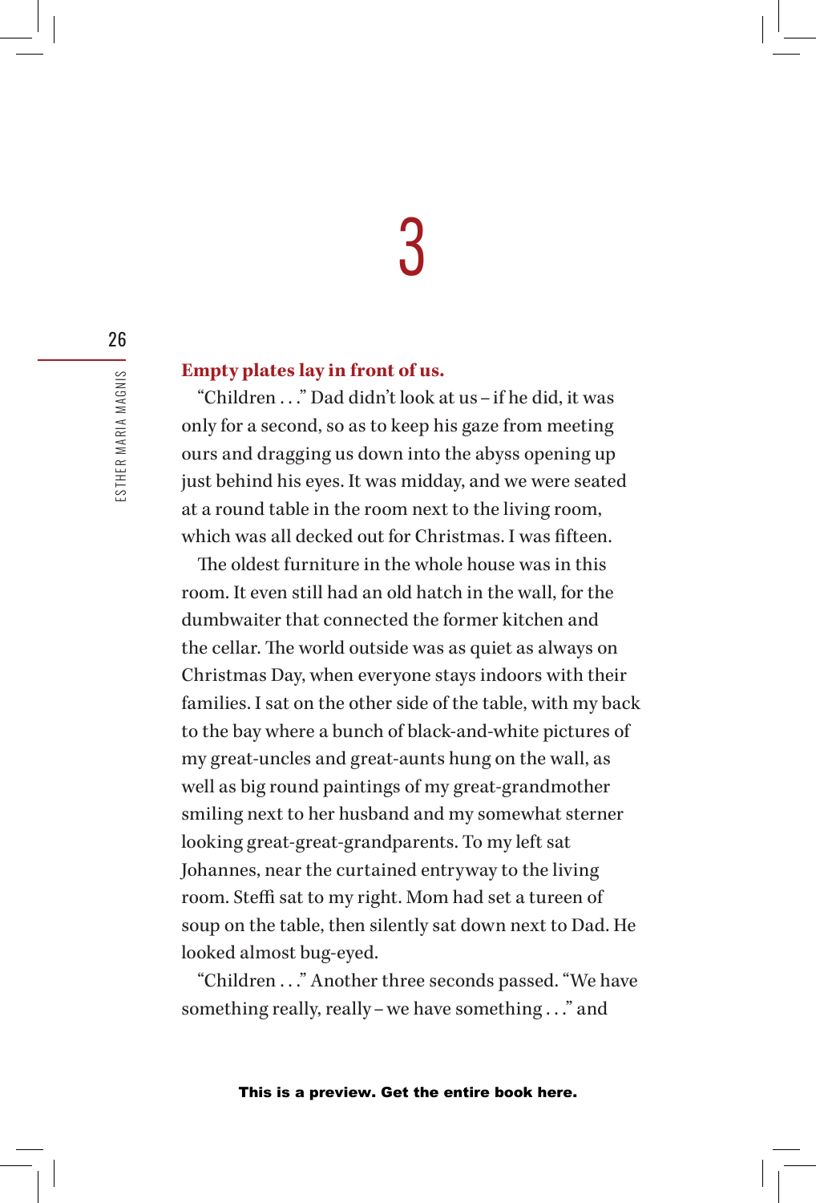# 3

**Empty plates lay in front of us.**

"Children . . ." Dad didn't look at us – if he did, it was only for a second, so as to keep his gaze from meeting ours and dragging us down into the abyss opening up just behind his eyes. It was midday, and we were seated at a round table in the room next to the living room, which was all decked out for Christmas. I was fifteen.

The oldest furniture in the whole house was in this room. It even still had an old hatch in the wall, for the dumbwaiter that connected the former kitchen and the cellar. The world outside was as quiet as always on Christmas Day, when everyone stays indoors with their families. I sat on the other side of the table, with my back to the bay where a bunch of black-and-white pictures of my great-uncles and great-aunts hung on the wall, as well as big round paintings of my great-grandmother smiling next to her husband and my somewhat sterner looking great-great-grandparents. To my left sat Johannes, near the curtained entryway to the living room. Steffi sat to my right. Mom had set a tureen of soup on the table, then silently sat down next to Dad. He looked almost bug-eyed.

"Children . . ." Another three seconds passed. "We have something really, really – we have something . . ." and

**This is a preview. Get the entire book here.**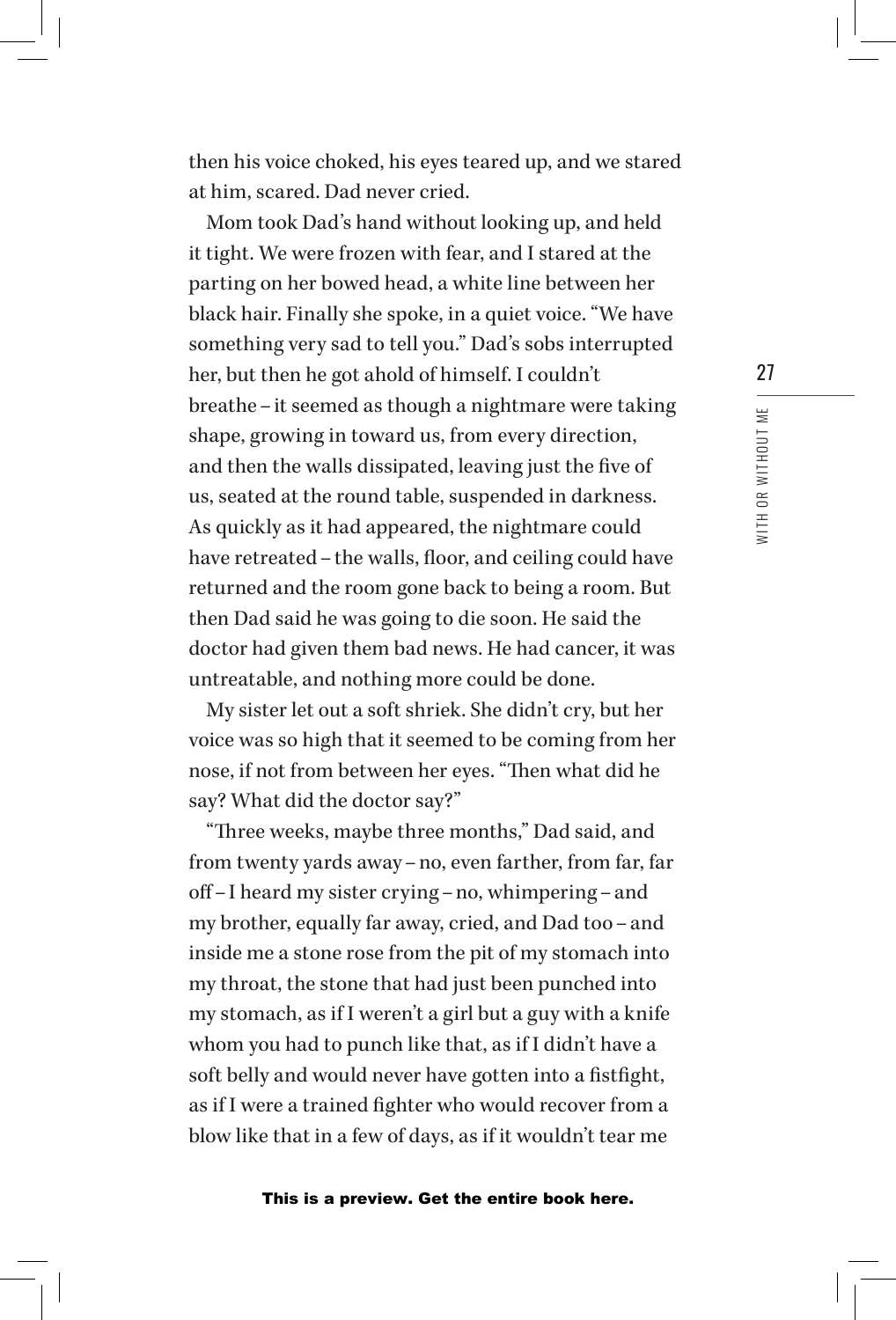then his voice choked, his eyes teared up, and we stared at him, scared. Dad never cried.

Mom took Dad's hand without looking up, and held it tight. We were frozen with fear, and I stared at the parting on her bowed head, a white line between her black hair. Finally she spoke, in a quiet voice. "We have something very sad to tell you." Dad's sobs interrupted her, but then he got ahold of himself. I couldn't breathe – it seemed as though a nightmare were taking shape, growing in toward us, from every direction, and then the walls dissipated, leaving just the five of us, seated at the round table, suspended in darkness. As quickly as it had appeared, the nightmare could have retreated – the walls, floor, and ceiling could have returned and the room gone back to being a room. But then Dad said he was going to die soon. He said the doctor had given them bad news. He had cancer, it was untreatable, and nothing more could be done.

My sister let out a soft shriek. She didn't cry, but her voice was so high that it seemed to be coming from her nose, if not from between her eyes. "Then what did he say? What did the doctor say?"

"Three weeks, maybe three months," Dad said, and from twenty yards away – no, even farther, from far, far off – I heard my sister crying – no, whimpering – and my brother, equally far away, cried, and Dad too – and inside me a stone rose from the pit of my stomach into my throat, the stone that had just been punched into my stomach, as if I weren't a girl but a guy with a knife whom you had to punch like that, as if I didn't have a soft belly and would never have gotten into a fistfight, as if I were a trained fighter who would recover from a blow like that in a few of days, as if it wouldn't tear me

**This is a preview. Get the entire book here.**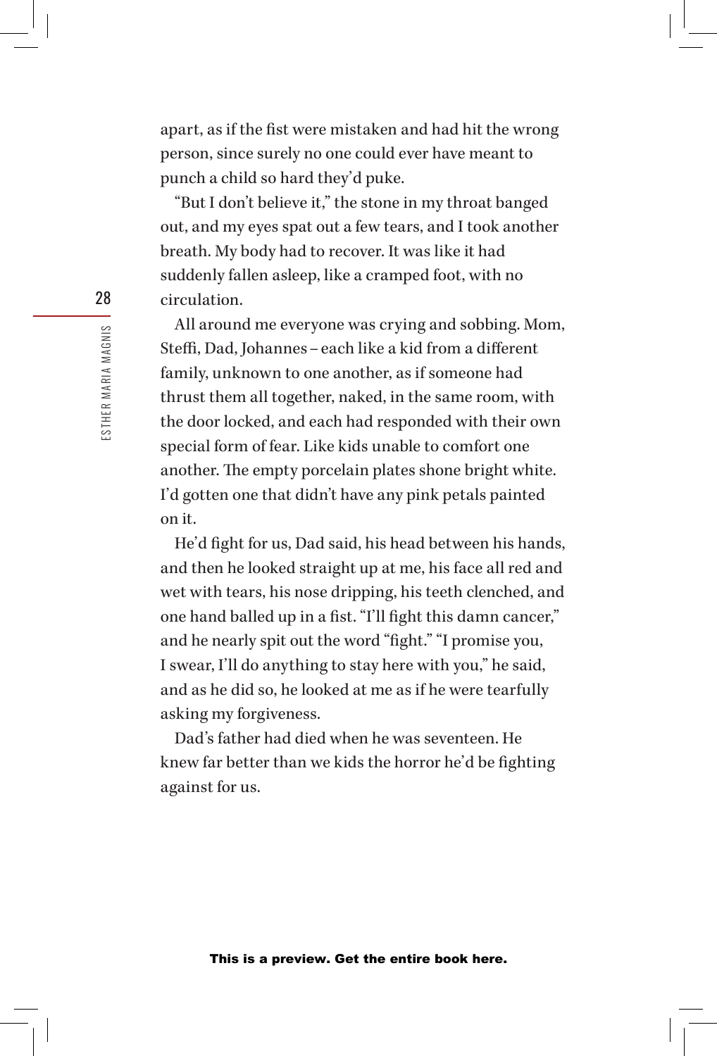apart, as if the fist were mistaken and had hit the wrong person, since surely no one could ever have meant to punch a child so hard they'd puke.

"But I don't believe it," the stone in my throat banged out, and my eyes spat out a few tears, and I took another breath. My body had to recover. It was like it had suddenly fallen asleep, like a cramped foot, with no circulation.

All around me everyone was crying and sobbing. Mom, Steffi, Dad, Johannes – each like a kid from a different family, unknown to one another, as if someone had thrust them all together, naked, in the same room, with the door locked, and each had responded with their own special form of fear. Like kids unable to comfort one another. The empty porcelain plates shone bright white. I'd gotten one that didn't have any pink petals painted on it.

He'd fight for us, Dad said, his head between his hands, and then he looked straight up at me, his face all red and wet with tears, his nose dripping, his teeth clenched, and one hand balled up in a fist. "I'll fight this damn cancer," and he nearly spit out the word "fight." "I promise you, I swear, I'll do anything to stay here with you," he said, and as he did so, he looked at me as if he were tearfully asking my forgiveness.

Dad's father had died when he was seventeen. He knew far better than we kids the horror he'd be fighting against for us.

**This is a preview. Get the entire book here.**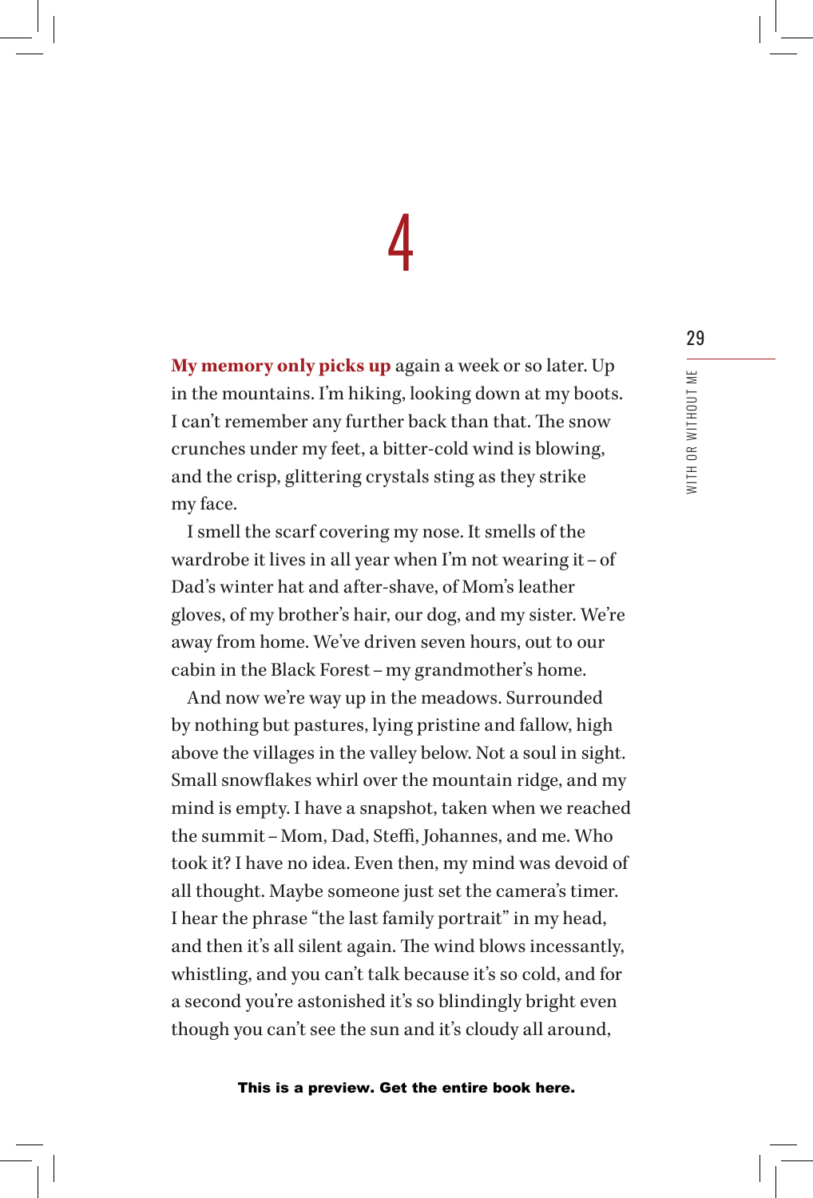# 4

**My memory only picks up** again a week or so later. Up in the mountains. I'm hiking, looking down at my boots. I can't remember any further back than that. The snow crunches under my feet, a bitter-cold wind is blowing, and the crisp, glittering crystals sting as they strike my face.

I smell the scarf covering my nose. It smells of the wardrobe it lives in all year when I'm not wearing it – of Dad's winter hat and after-shave, of Mom's leather gloves, of my brother's hair, our dog, and my sister. We're away from home. We've driven seven hours, out to our cabin in the Black Forest – my grandmother's home.

And now we're way up in the meadows. Surrounded by nothing but pastures, lying pristine and fallow, high above the villages in the valley below. Not a soul in sight. Small snowflakes whirl over the mountain ridge, and my mind is empty. I have a snapshot, taken when we reached the summit – Mom, Dad, Steffi, Johannes, and me. Who took it? I have no idea. Even then, my mind was devoid of all thought. Maybe someone just set the camera's timer. I hear the phrase "the last family portrait" in my head, and then it's all silent again. The wind blows incessantly, whistling, and you can't talk because it's so cold, and for a second you're astonished it's so blindingly bright even though you can't see the sun and it's cloudy all around,

**This is a preview. Get the entire book here.**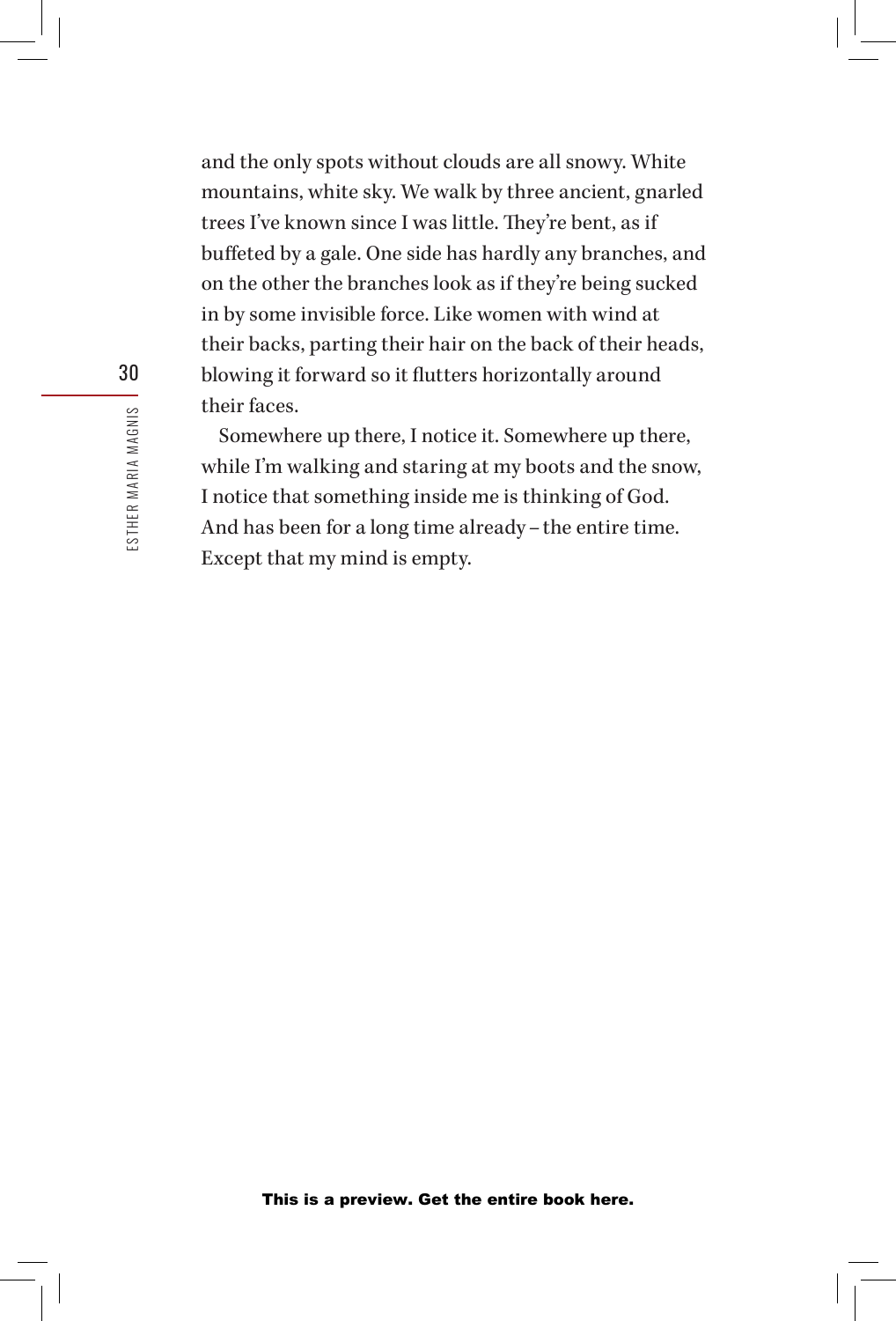and the only spots without clouds are all snowy. White mountains, white sky. We walk by three ancient, gnarled trees I've known since I was little. They're bent, as if buffeted by a gale. One side has hardly any branches, and on the other the branches look as if they're being sucked in by some invisible force. Like women with wind at their backs, parting their hair on the back of their heads, blowing it forward so it flutters horizontally around their faces.

Somewhere up there, I notice it. Somewhere up there, while I'm walking and staring at my boots and the snow, I notice that something inside me is thinking of God. And has been for a long time already – the entire time. Except that my mind is empty.

**This is a preview. Get the entire book here.**